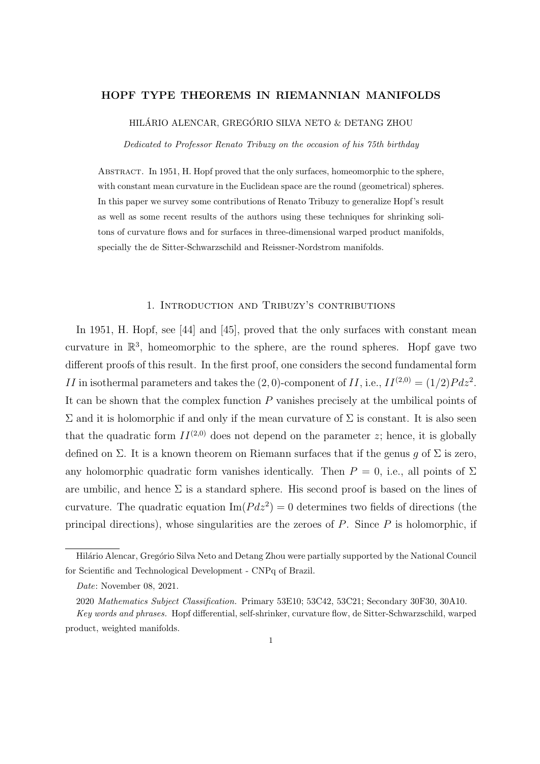# HOPF TYPE THEOREMS IN RIEMANNIAN MANIFOLDS

HILÁRIO ALENCAR, GREGÓRIO SILVA NETO & DETANG ZHOU

*Dedicated to Professor Renato Tribuzy on the occasion of his 75th birthday*

Abstract. In 1951, H. Hopf proved that the only surfaces, homeomorphic to the sphere, with constant mean curvature in the Euclidean space are the round (geometrical) spheres. In this paper we survey some contributions of Renato Tribuzy to generalize Hopf's result as well as some recent results of the authors using these techniques for shrinking solitons of curvature flows and for surfaces in three-dimensional warped product manifolds, specially the de Sitter-Schwarzschild and Reissner-Nordstrom manifolds.

## 1. Introduction and Tribuzy's contributions

In 1951, H. Hopf, see [44] and [45], proved that the only surfaces with constant mean curvature in $\mathbb{R}^3$, homeomorphic to the sphere, are the round spheres. Hopf gave two different proofs of this result. In the first proof, one considers the second fundamental form $II$ in isothermal parameters and takes the $(2,0)$-component of $II$, i.e., $II^{(2,0)} = (1/2)Pdz^2$. It can be shown that the complex function $P$ vanishes precisely at the umbilical points of $\Sigma$ and it is holomorphic if and only if the mean curvature of $\Sigma$ is constant. It is also seen that the quadratic form $II^{(2,0)}$ does not depend on the parameter $z$; hence, it is globally defined on $\Sigma$. It is a known theorem on Riemann surfaces that if the genus $g$ of $\Sigma$ is zero, any holomorphic quadratic form vanishes identically. Then $P = 0$, i.e., all points of $\Sigma$ are umbilic, and hence $\Sigma$ is a standard sphere. His second proof is based on the lines of curvature. The quadratic equation $\mathrm{Im}(Pdz^2) = 0$ determines two fields of directions (the principal directions), whose singularities are the zeroes of $P$. Since $P$ is holomorphic, if

---

Hilário Alencar, Gregório Silva Neto and Detang Zhou were partially supported by the National Council for Scientific and Technological Development - CNPq of Brazil.

*Date*: November 08, 2021.

2020 *Mathematics Subject Classification.* Primary 53E10; 53C42, 53C21; Secondary 30F30, 30A10.

*Key words and phrases.* Hopf differential, self-shrinker, curvature flow, de Sitter-Schwarzschild, warped product, weighted manifolds.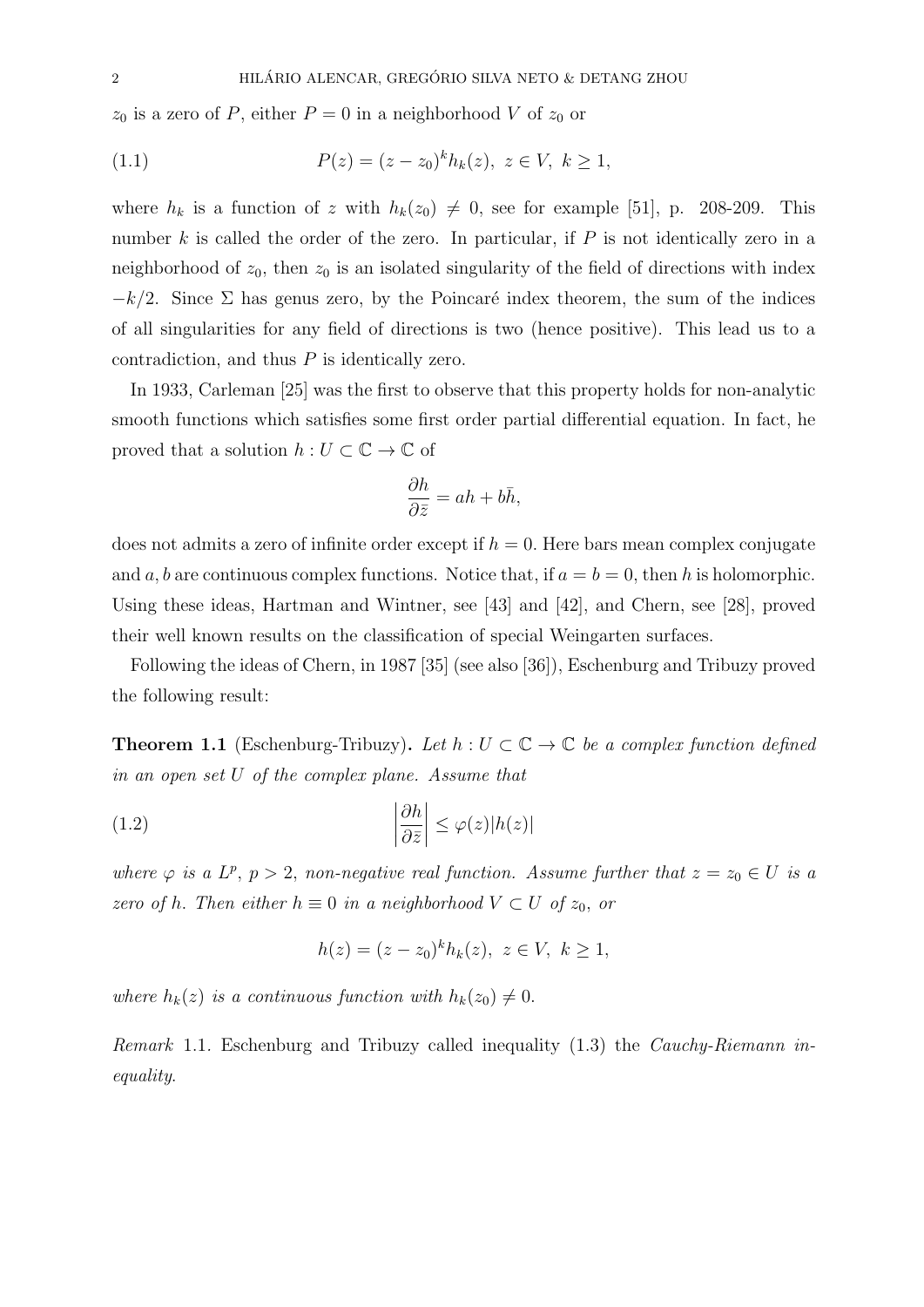$z_0$ is a zero of $P$, either $P = 0$ in a neighborhood $V$ of $z_0$ or

$$P(z) = (z - z_0)^k h_k(z), \; z \in V, \; k \geq 1, \tag{1.1}$$

where $h_k$ is a function of $z$ with $h_k(z_0) \neq 0$, see for example [51], p. 208-209. This number $k$ is called the order of the zero. In particular, if $P$ is not identically zero in a neighborhood of $z_0$, then $z_0$ is an isolated singularity of the field of directions with index $-k/2$. Since $\Sigma$ has genus zero, by the Poincaré index theorem, the sum of the indices of all singularities for any field of directions is two (hence positive). This lead us to a contradiction, and thus $P$ is identically zero.

In 1933, Carleman [25] was the first to observe that this property holds for non-analytic smooth functions which satisfies some first order partial differential equation. In fact, he proved that a solution $h : U \subset \mathbb{C} \to \mathbb{C}$ of

$$\frac{\partial h}{\partial \bar{z}} = ah + b\bar{h},$$

does not admits a zero of infinite order except if $h = 0$. Here bars mean complex conjugate and $a, b$ are continuous complex functions. Notice that, if $a = b = 0$, then $h$ is holomorphic. Using these ideas, Hartman and Wintner, see [43] and [42], and Chern, see [28], proved their well known results on the classification of special Weingarten surfaces.

Following the ideas of Chern, in 1987 [35] (see also [36]), Eschenburg and Tribuzy proved the following result:

**Theorem 1.1** (Eschenburg-Tribuzy)**.** *Let $h : U \subset \mathbb{C} \to \mathbb{C}$ be a complex function defined in an open set $U$ of the complex plane. Assume that*

$$\left| \frac{\partial h}{\partial \bar{z}} \right| \leq \varphi(z)|h(z)| \tag{1.2}$$

*where $\varphi$ is a $L^p$, $p > 2$, non-negative real function. Assume further that $z = z_0 \in U$ is a zero of $h$. Then either $h \equiv 0$ in a neighborhood $V \subset U$ of $z_0$, or*

$$h(z) = (z - z_0)^k h_k(z), \; z \in V, \; k \geq 1,$$

*where $h_k(z)$ is a continuous function with $h_k(z_0) \neq 0$.*

*Remark* 1.1. Eschenburg and Tribuzy called inequality (1.3) the *Cauchy-Riemann inequality*.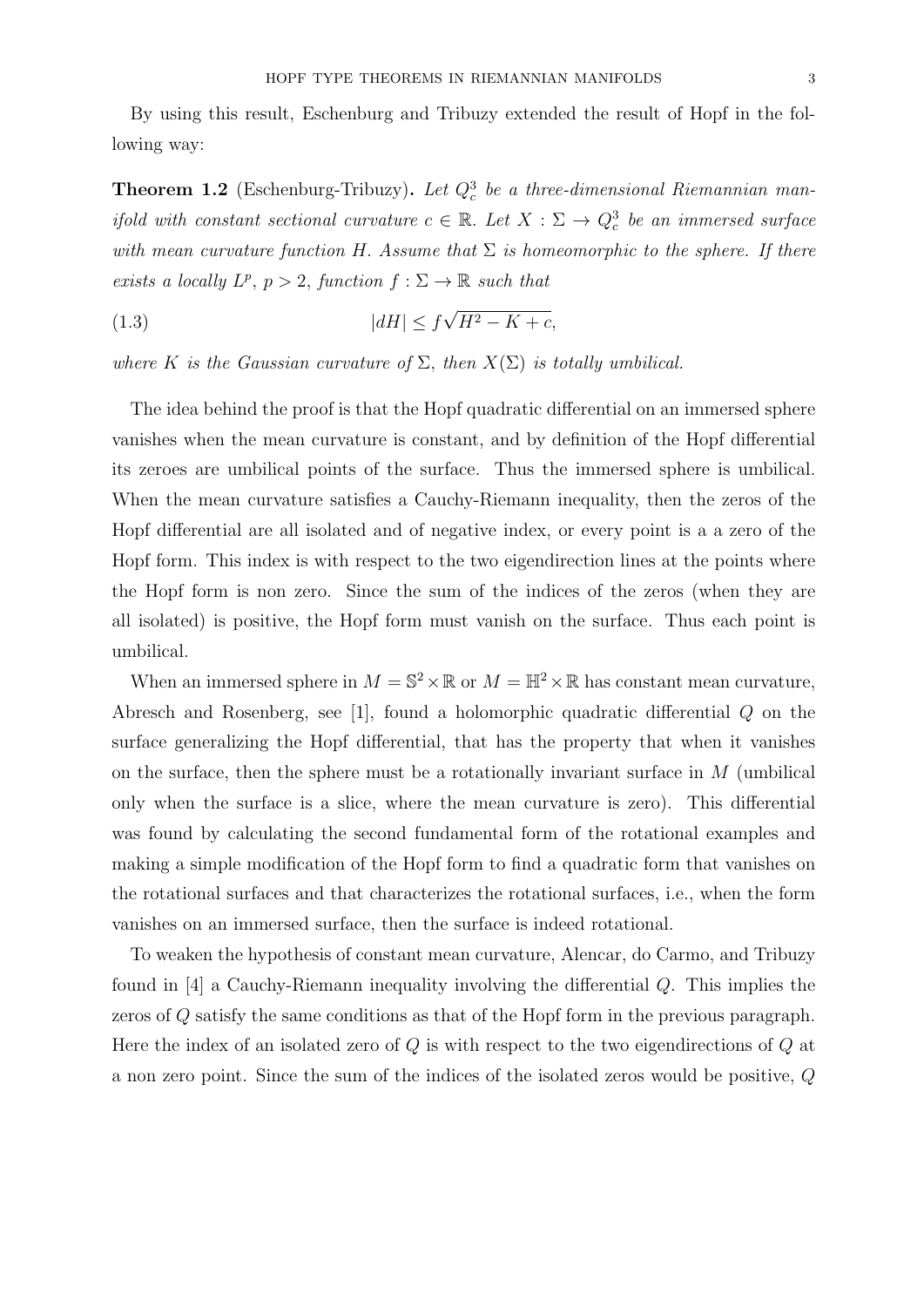By using this result, Eschenburg and Tribuzy extended the result of Hopf in the following way:

**Theorem 1.2** (Eschenburg-Tribuzy)**.** *Let $Q_c^3$ be a three-dimensional Riemannian manifold with constant sectional curvature $c \in \mathbb{R}$. Let $X : \Sigma \to Q_c^3$ be an immersed surface with mean curvature function $H$. Assume that $\Sigma$ is homeomorphic to the sphere. If there exists a locally $L^p$, $p > 2$, function $f : \Sigma \to \mathbb{R}$ such that*

$$|dH| \leq f\sqrt{H^2 - K + c}, \tag{1.3}$$

*where $K$ is the Gaussian curvature of $\Sigma$, then $X(\Sigma)$ is totally umbilical.*

The idea behind the proof is that the Hopf quadratic differential on an immersed sphere vanishes when the mean curvature is constant, and by definition of the Hopf differential its zeroes are umbilical points of the surface. Thus the immersed sphere is umbilical. When the mean curvature satisfies a Cauchy-Riemann inequality, then the zeros of the Hopf differential are all isolated and of negative index, or every point is a a zero of the Hopf form. This index is with respect to the two eigendirection lines at the points where the Hopf form is non zero. Since the sum of the indices of the zeros (when they are all isolated) is positive, the Hopf form must vanish on the surface. Thus each point is umbilical.

When an immersed sphere in $M = \mathbb{S}^2 \times \mathbb{R}$ or $M = \mathbb{H}^2 \times \mathbb{R}$ has constant mean curvature, Abresch and Rosenberg, see [1], found a holomorphic quadratic differential $Q$ on the surface generalizing the Hopf differential, that has the property that when it vanishes on the surface, then the sphere must be a rotationally invariant surface in $M$ (umbilical only when the surface is a slice, where the mean curvature is zero). This differential was found by calculating the second fundamental form of the rotational examples and making a simple modification of the Hopf form to find a quadratic form that vanishes on the rotational surfaces and that characterizes the rotational surfaces, i.e., when the form vanishes on an immersed surface, then the surface is indeed rotational.

To weaken the hypothesis of constant mean curvature, Alencar, do Carmo, and Tribuzy found in [4] a Cauchy-Riemann inequality involving the differential $Q$. This implies the zeros of $Q$ satisfy the same conditions as that of the Hopf form in the previous paragraph. Here the index of an isolated zero of $Q$ is with respect to the two eigendirections of $Q$ at a non zero point. Since the sum of the indices of the isolated zeros would be positive, $Q$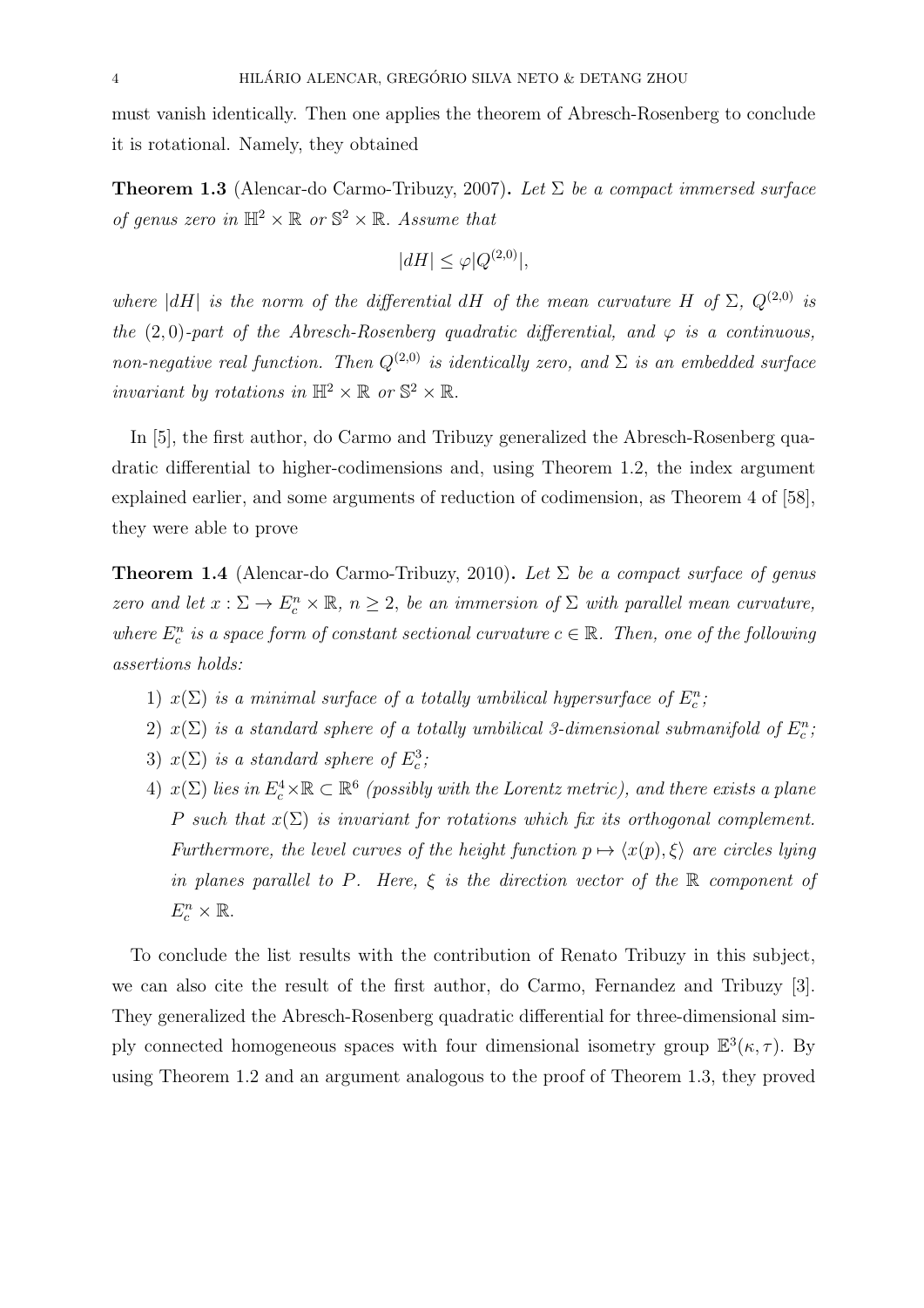must vanish identically. Then one applies the theorem of Abresch-Rosenberg to conclude it is rotational. Namely, they obtained

**Theorem 1.3** (Alencar-do Carmo-Tribuzy, 2007)**.** *Let $\Sigma$ be a compact immersed surface of genus zero in $\mathbb{H}^2 \times \mathbb{R}$ or $\mathbb{S}^2 \times \mathbb{R}$. Assume that*

$$|dH| \leq \varphi |Q^{(2,0)}|,$$

*where $|dH|$ is the norm of the differential $dH$ of the mean curvature $H$ of $\Sigma$, $Q^{(2,0)}$ is the $(2,0)$-part of the Abresch-Rosenberg quadratic differential, and $\varphi$ is a continuous, non-negative real function. Then $Q^{(2,0)}$ is identically zero, and $\Sigma$ is an embedded surface invariant by rotations in $\mathbb{H}^2 \times \mathbb{R}$ or $\mathbb{S}^2 \times \mathbb{R}$.*

In [5], the first author, do Carmo and Tribuzy generalized the Abresch-Rosenberg quadratic differential to higher-codimensions and, using Theorem 1.2, the index argument explained earlier, and some arguments of reduction of codimension, as Theorem 4 of [58], they were able to prove

**Theorem 1.4** (Alencar-do Carmo-Tribuzy, 2010)**.** *Let $\Sigma$ be a compact surface of genus zero and let $x : \Sigma \to E^n_c \times \mathbb{R}$, $n \geq 2$, be an immersion of $\Sigma$ with parallel mean curvature, where $E^n_c$ is a space form of constant sectional curvature $c \in \mathbb{R}$. Then, one of the following assertions holds:*

1) *$x(\Sigma)$ is a minimal surface of a totally umbilical hypersurface of $E^n_c$;*
2) *$x(\Sigma)$ is a standard sphere of a totally umbilical 3-dimensional submanifold of $E^n_c$;*
3) *$x(\Sigma)$ is a standard sphere of $E^3_c$;*
4) *$x(\Sigma)$ lies in $E^4_c \times \mathbb{R} \subset \mathbb{R}^6$ (possibly with the Lorentz metric), and there exists a plane $P$ such that $x(\Sigma)$ is invariant for rotations which fix its orthogonal complement. Furthermore, the level curves of the height function $p \mapsto \langle x(p), \xi \rangle$ are circles lying in planes parallel to $P$. Here, $\xi$ is the direction vector of the $\mathbb{R}$ component of $E^n_c \times \mathbb{R}$.*

To conclude the list results with the contribution of Renato Tribuzy in this subject, we can also cite the result of the first author, do Carmo, Fernandez and Tribuzy [3]. They generalized the Abresch-Rosenberg quadratic differential for three-dimensional simply connected homogeneous spaces with four dimensional isometry group $\mathbb{E}^3(\kappa, \tau)$. By using Theorem 1.2 and an argument analogous to the proof of Theorem 1.3, they proved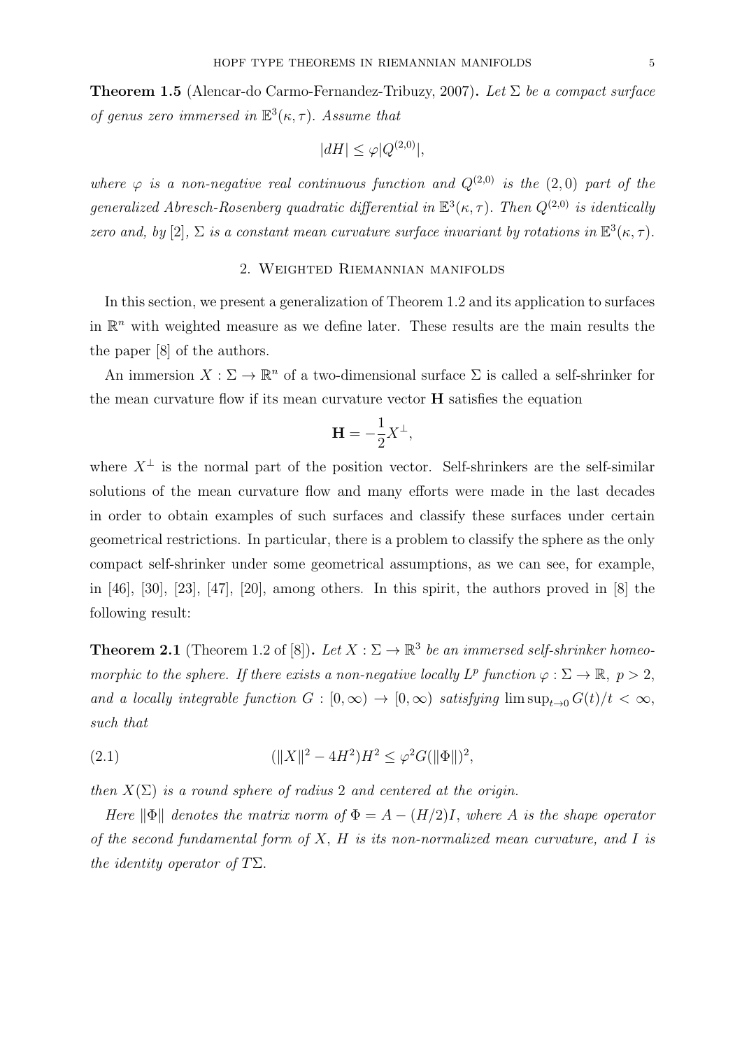**Theorem 1.5** (Alencar-do Carmo-Fernandez-Tribuzy, 2007)**.** *Let $\Sigma$ be a compact surface of genus zero immersed in $\mathbb{E}^3(\kappa,\tau)$. Assume that*

$$|dH| \le \varphi |Q^{(2,0)}|,$$

*where $\varphi$ is a non-negative real continuous function and $Q^{(2,0)}$ is the $(2,0)$ part of the generalized Abresch-Rosenberg quadratic differential in $\mathbb{E}^3(\kappa,\tau)$. Then $Q^{(2,0)}$ is identically zero and, by* [2]*, $\Sigma$ is a constant mean curvature surface invariant by rotations in $\mathbb{E}^3(\kappa,\tau)$.*

## 2. Weighted Riemannian manifolds

In this section, we present a generalization of Theorem 1.2 and its application to surfaces in $\mathbb{R}^n$ with weighted measure as we define later. These results are the main results the the paper [8] of the authors.

An immersion $X : \Sigma \to \mathbb{R}^n$ of a two-dimensional surface $\Sigma$ is called a self-shrinker for the mean curvature flow if its mean curvature vector $\mathbf{H}$ satisfies the equation

$$\mathbf{H} = -\frac{1}{2}X^{\perp},$$

where $X^{\perp}$ is the normal part of the position vector. Self-shrinkers are the self-similar solutions of the mean curvature flow and many efforts were made in the last decades in order to obtain examples of such surfaces and classify these surfaces under certain geometrical restrictions. In particular, there is a problem to classify the sphere as the only compact self-shrinker under some geometrical assumptions, as we can see, for example, in [46], [30], [23], [47], [20], among others. In this spirit, the authors proved in [8] the following result:

**Theorem 2.1** (Theorem 1.2 of [8])**.** *Let $X : \Sigma \to \mathbb{R}^3$ be an immersed self-shrinker homeomorphic to the sphere. If there exists a non-negative locally $L^p$ function $\varphi : \Sigma \to \mathbb{R}$, $p > 2$, and a locally integrable function $G : [0,\infty) \to [0,\infty)$ satisfying $\limsup_{t\to 0} G(t)/t < \infty$, such that*

$$(\|X\|^2 - 4H^2)H^2 \le \varphi^2 G(\|\Phi\|)^2, \tag{2.1}$$

*then $X(\Sigma)$ is a round sphere of radius 2 and centered at the origin.*

*Here $\|\Phi\|$ denotes the matrix norm of $\Phi = A - (H/2)I$, where $A$ is the shape operator of the second fundamental form of $X$, $H$ is its non-normalized mean curvature, and $I$ is the identity operator of $T\Sigma$.*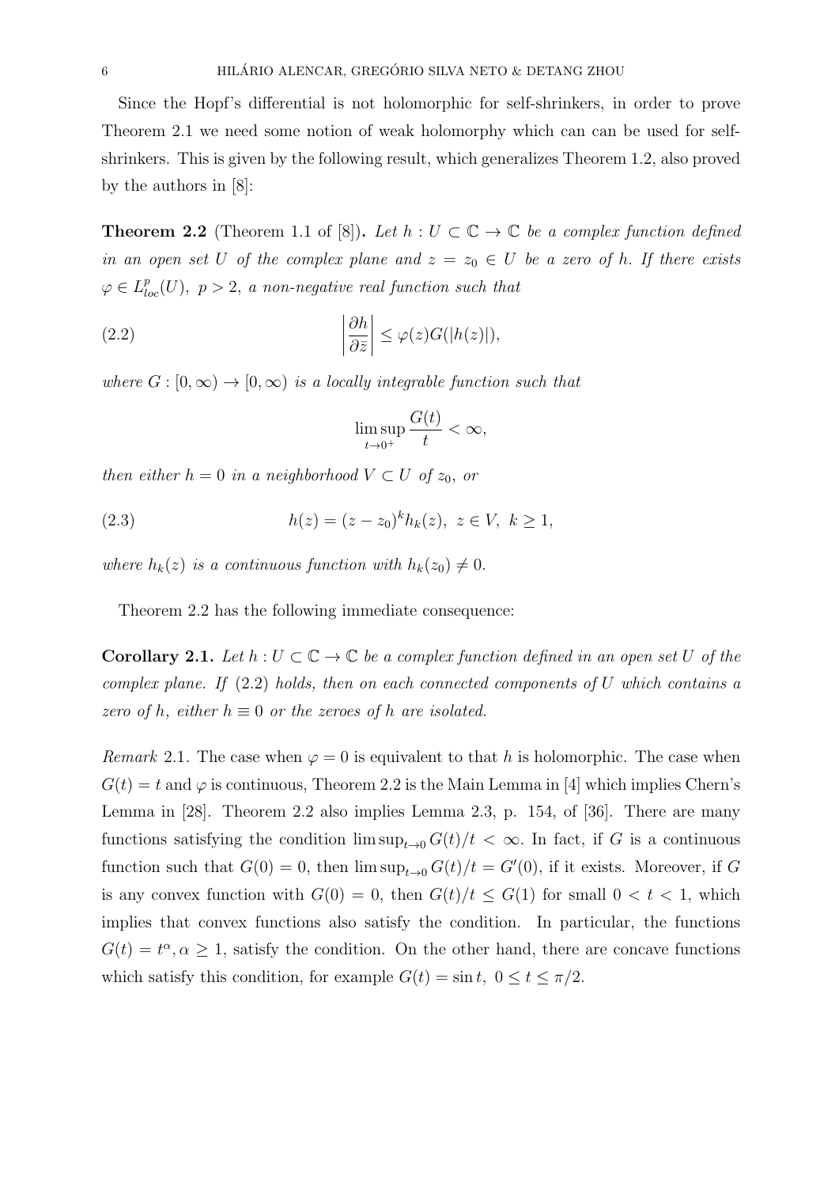Since the Hopf's differential is not holomorphic for self-shrinkers, in order to prove Theorem 2.1 we need some notion of weak holomorphy which can can be used for self-shrinkers. This is given by the following result, which generalizes Theorem 1.2, also proved by the authors in [8]:

**Theorem 2.2** (Theorem 1.1 of [8])**.** *Let $h : U \subset \mathbb{C} \to \mathbb{C}$ be a complex function defined in an open set $U$ of the complex plane and $z = z_0 \in U$ be a zero of $h$. If there exists $\varphi \in L^p_{loc}(U)$, $p > 2$, a non-negative real function such that*

$$\left|\frac{\partial h}{\partial \bar{z}}\right| \leq \varphi(z) G(|h(z)|), \tag{2.2}$$

*where $G : [0, \infty) \to [0, \infty)$ is a locally integrable function such that*

$$\limsup_{t \to 0^+} \frac{G(t)}{t} < \infty,$$

*then either $h = 0$ in a neighborhood $V \subset U$ of $z_0$, or*

$$h(z) = (z - z_0)^k h_k(z), \; z \in V, \; k \geq 1, \tag{2.3}$$

*where $h_k(z)$ is a continuous function with $h_k(z_0) \neq 0$.*

Theorem 2.2 has the following immediate consequence:

**Corollary 2.1.** *Let $h : U \subset \mathbb{C} \to \mathbb{C}$ be a complex function defined in an open set $U$ of the complex plane. If (2.2) holds, then on each connected components of $U$ which contains a zero of $h$, either $h \equiv 0$ or the zeroes of $h$ are isolated.*

*Remark* 2.1. The case when $\varphi = 0$ is equivalent to that $h$ is holomorphic. The case when $G(t) = t$ and $\varphi$ is continuous, Theorem 2.2 is the Main Lemma in [4] which implies Chern's Lemma in [28]. Theorem 2.2 also implies Lemma 2.3, p. 154, of [36]. There are many functions satisfying the condition $\limsup_{t \to 0} G(t)/t < \infty$. In fact, if $G$ is a continuous function such that $G(0) = 0$, then $\limsup_{t \to 0} G(t)/t = G'(0)$, if it exists. Moreover, if $G$ is any convex function with $G(0) = 0$, then $G(t)/t \leq G(1)$ for small $0 < t < 1$, which implies that convex functions also satisfy the condition. In particular, the functions $G(t) = t^\alpha, \alpha \geq 1$, satisfy the condition. On the other hand, there are concave functions which satisfy this condition, for example $G(t) = \sin t, \; 0 \leq t \leq \pi/2$.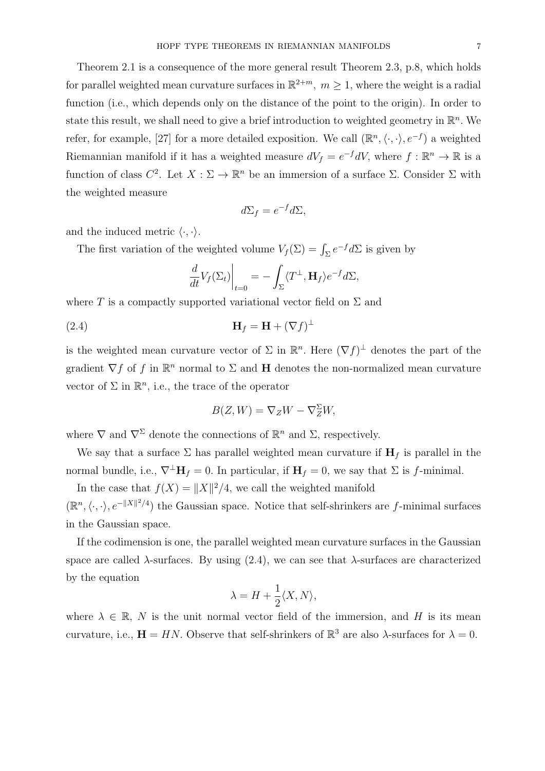Theorem 2.1 is a consequence of the more general result Theorem 2.3, p.8, which holds for parallel weighted mean curvature surfaces in $\mathbb{R}^{2+m}$, $m \geq 1$, where the weight is a radial function (i.e., which depends only on the distance of the point to the origin). In order to state this result, we shall need to give a brief introduction to weighted geometry in $\mathbb{R}^n$. We refer, for example, [27] for a more detailed exposition. We call $(\mathbb{R}^n, \langle \cdot, \cdot \rangle, e^{-f})$ a weighted Riemannian manifold if it has a weighted measure $dV_f = e^{-f} dV$, where $f : \mathbb{R}^n \to \mathbb{R}$ is a function of class $C^2$. Let $X : \Sigma \to \mathbb{R}^n$ be an immersion of a surface $\Sigma$. Consider $\Sigma$ with the weighted measure

$$d\Sigma_f = e^{-f} d\Sigma,$$

and the induced metric $\langle \cdot, \cdot \rangle$.

The first variation of the weighted volume $V_f(\Sigma) = \int_\Sigma e^{-f} d\Sigma$ is given by

$$\frac{d}{dt} V_f(\Sigma_t) \bigg|_{t=0} = - \int_\Sigma \langle T^\perp, \mathbf{H}_f \rangle e^{-f} d\Sigma,$$

where $T$ is a compactly supported variational vector field on $\Sigma$ and

$$\mathbf{H}_f = \mathbf{H} + (\nabla f)^\perp \tag{2.4}$$

is the weighted mean curvature vector of $\Sigma$ in $\mathbb{R}^n$. Here $(\nabla f)^\perp$ denotes the part of the gradient $\nabla f$ of $f$ in $\mathbb{R}^n$ normal to $\Sigma$ and $\mathbf{H}$ denotes the non-normalized mean curvature vector of $\Sigma$ in $\mathbb{R}^n$, i.e., the trace of the operator

$$B(Z, W) = \nabla_Z W - \nabla^\Sigma_Z W,$$

where $\nabla$ and $\nabla^\Sigma$ denote the connections of $\mathbb{R}^n$ and $\Sigma$, respectively.

We say that a surface $\Sigma$ has parallel weighted mean curvature if $\mathbf{H}_f$ is parallel in the normal bundle, i.e., $\nabla^\perp \mathbf{H}_f = 0$. In particular, if $\mathbf{H}_f = 0$, we say that $\Sigma$ is $f$-minimal.

In the case that $f(X) = \|X\|^2/4$, we call the weighted manifold $(\mathbb{R}^n, \langle \cdot, \cdot \rangle, e^{-\|X\|^2/4})$ the Gaussian space. Notice that self-shrinkers are $f$-minimal surfaces in the Gaussian space.

If the codimension is one, the parallel weighted mean curvature surfaces in the Gaussian space are called $\lambda$-surfaces. By using (2.4), we can see that $\lambda$-surfaces are characterized by the equation

$$\lambda = H + \frac{1}{2} \langle X, N \rangle,$$

where $\lambda \in \mathbb{R}$, $N$ is the unit normal vector field of the immersion, and $H$ is its mean curvature, i.e., $\mathbf{H} = HN$. Observe that self-shrinkers of $\mathbb{R}^3$ are also $\lambda$-surfaces for $\lambda = 0$.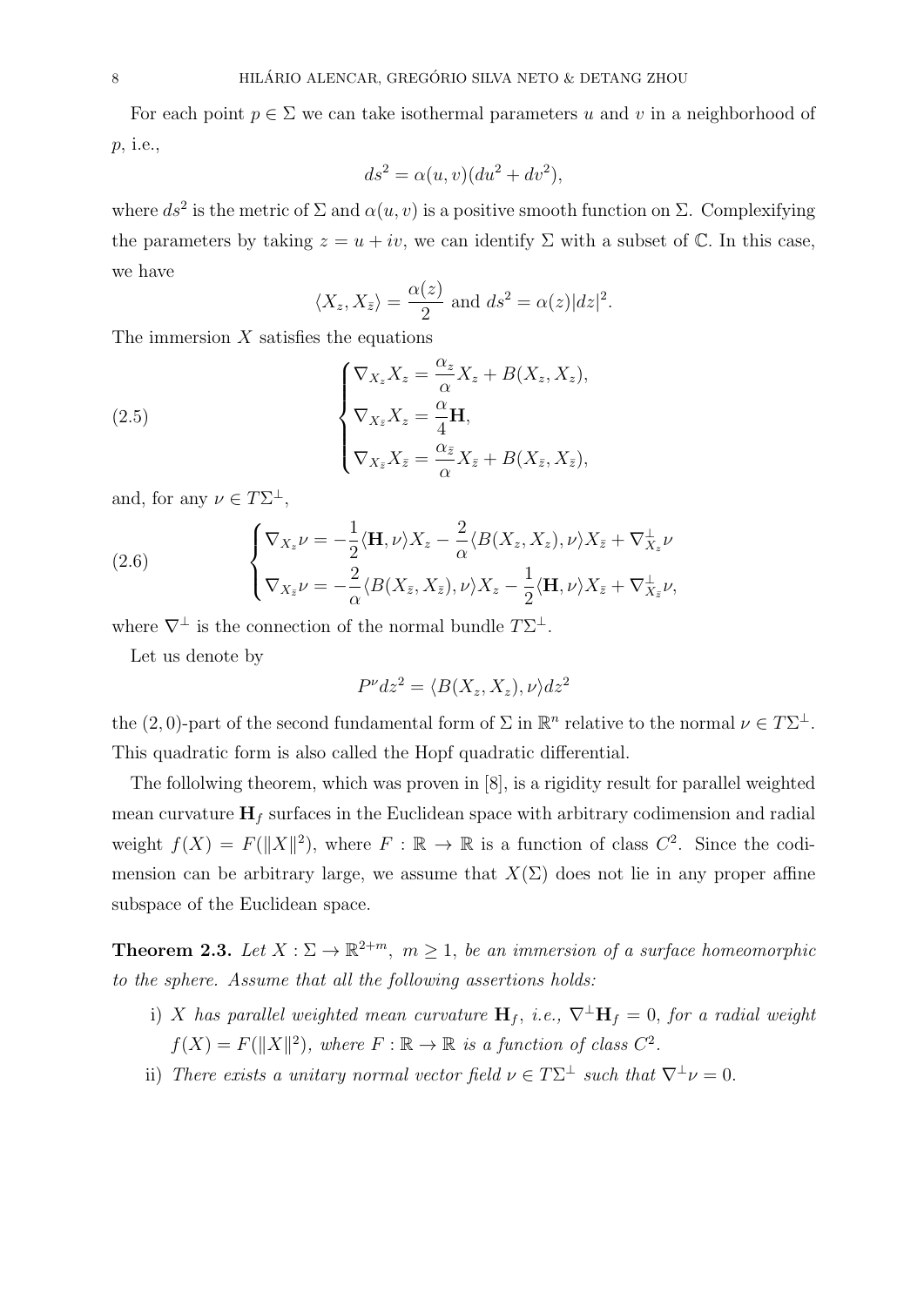For each point $p \in \Sigma$ we can take isothermal parameters $u$ and $v$ in a neighborhood of $p$, i.e.,

$$ds^2 = \alpha(u, v)(du^2 + dv^2),$$

where $ds^2$ is the metric of $\Sigma$ and $\alpha(u, v)$ is a positive smooth function on $\Sigma$. Complexifying the parameters by taking $z = u + iv$, we can identify $\Sigma$ with a subset of $\mathbb{C}$. In this case, we have

$$\langle X_z, X_{\bar{z}} \rangle = \frac{\alpha(z)}{2} \text{ and } ds^2 = \alpha(z)|dz|^2.$$

The immersion $X$ satisfies the equations

$$\tag{2.5} \begin{cases} \nabla_{X_z} X_z = \dfrac{\alpha_z}{\alpha} X_z + B(X_z, X_z), \\ \nabla_{X_{\bar{z}}} X_z = \dfrac{\alpha}{4} \mathbf{H}, \\ \nabla_{X_{\bar{z}}} X_{\bar{z}} = \dfrac{\alpha_{\bar{z}}}{\alpha} X_{\bar{z}} + B(X_{\bar{z}}, X_{\bar{z}}), \end{cases}$$

and, for any $\nu \in T\Sigma^\perp$,

$$\tag{2.6} \begin{cases} \nabla_{X_z} \nu = -\dfrac{1}{2} \langle \mathbf{H}, \nu \rangle X_z - \dfrac{2}{\alpha} \langle B(X_z, X_z), \nu \rangle X_{\bar{z}} + \nabla^\perp_{X_z} \nu \\ \nabla_{X_{\bar{z}}} \nu = -\dfrac{2}{\alpha} \langle B(X_{\bar{z}}, X_{\bar{z}}), \nu \rangle X_z - \dfrac{1}{2} \langle \mathbf{H}, \nu \rangle X_{\bar{z}} + \nabla^\perp_{X_{\bar{z}}} \nu, \end{cases}$$

where $\nabla^\perp$ is the connection of the normal bundle $T\Sigma^\perp$.

Let us denote by

$$P^\nu dz^2 = \langle B(X_z, X_z), \nu \rangle dz^2$$

the $(2, 0)$-part of the second fundamental form of $\Sigma$ in $\mathbb{R}^n$ relative to the normal $\nu \in T\Sigma^\perp$. This quadratic form is also called the Hopf quadratic differential.

The follolwing theorem, which was proven in [8], is a rigidity result for parallel weighted mean curvature $\mathbf{H}_f$ surfaces in the Euclidean space with arbitrary codimension and radial weight $f(X) = F(\|X\|^2)$, where $F : \mathbb{R} \to \mathbb{R}$ is a function of class $C^2$. Since the codimension can be arbitrary large, we assume that $X(\Sigma)$ does not lie in any proper affine subspace of the Euclidean space.

**Theorem 2.3.** *Let $X : \Sigma \to \mathbb{R}^{2+m}$, $m \geq 1$, be an immersion of a surface homeomorphic to the sphere. Assume that all the following assertions holds:*

i) *$X$ has parallel weighted mean curvature $\mathbf{H}_f$, i.e., $\nabla^\perp \mathbf{H}_f = 0$, for a radial weight $f(X) = F(\|X\|^2)$, where $F : \mathbb{R} \to \mathbb{R}$ is a function of class $C^2$.*

ii) *There exists a unitary normal vector field $\nu \in T\Sigma^\perp$ such that $\nabla^\perp \nu = 0$.*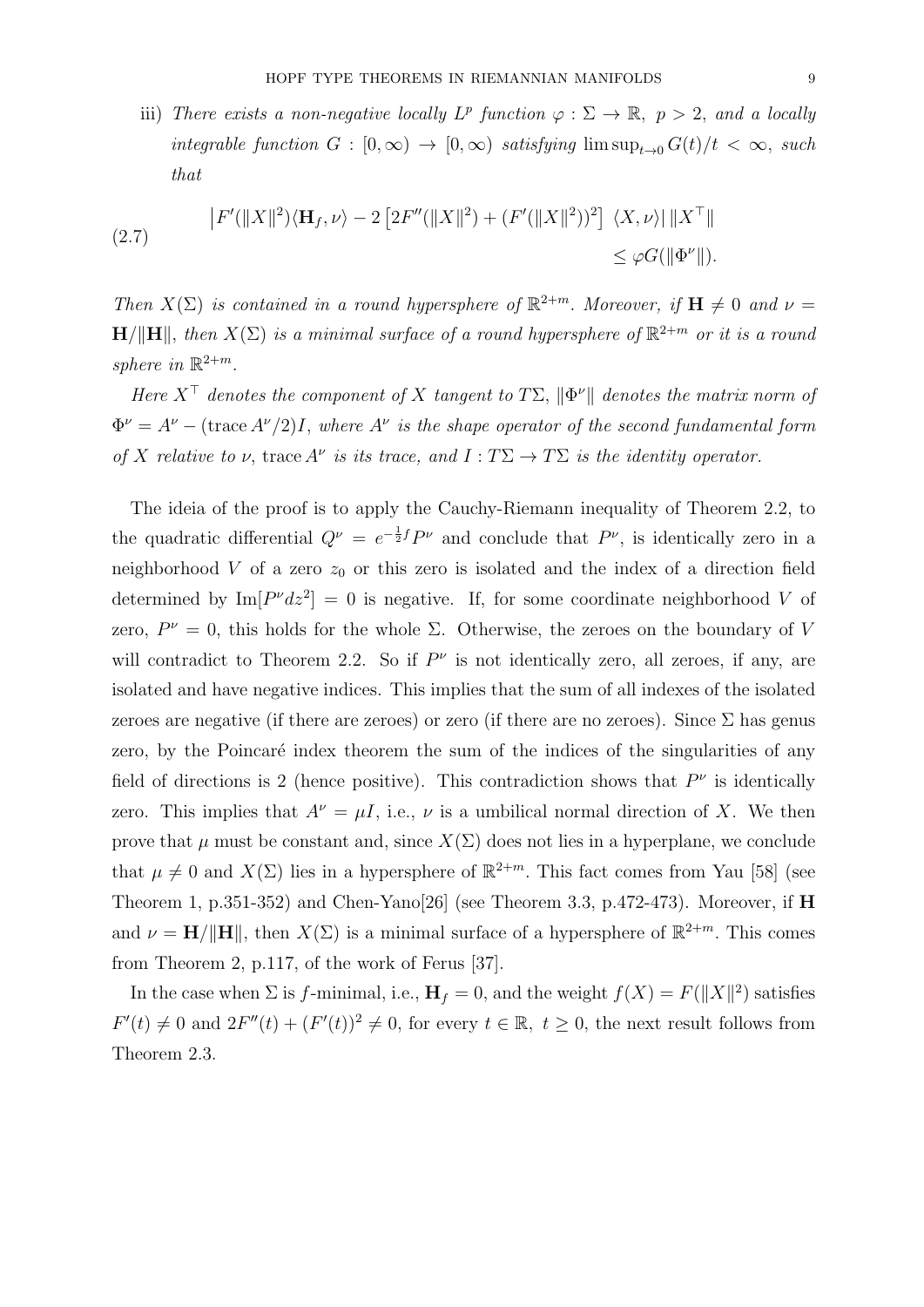iii) *There exists a non-negative locally $L^p$ function $\varphi : \Sigma \to \mathbb{R},\ p > 2$, and a locally integrable function $G : [0,\infty) \to [0,\infty)$ satisfying $\limsup_{t\to 0} G(t)/t < \infty$, such that*

$$
\begin{aligned}
\left|F'(\|X\|^2)\langle \mathbf{H}_f, \nu\rangle - 2\left[2F''(\|X\|^2) + (F'(\|X\|^2))^2\right]\ \langle X, \nu\rangle\right| \|X^\top\| \\
\leq \varphi G(\|\Phi^\nu\|).
\end{aligned}
\tag{2.7}
$$

*Then $X(\Sigma)$ is contained in a round hypersphere of $\mathbb{R}^{2+m}$. Moreover, if $\mathbf{H} \neq 0$ and $\nu = \mathbf{H}/\|\mathbf{H}\|$, then $X(\Sigma)$ is a minimal surface of a round hypersphere of $\mathbb{R}^{2+m}$ or it is a round sphere in $\mathbb{R}^{2+m}$.*

*Here $X^\top$ denotes the component of $X$ tangent to $T\Sigma$, $\|\Phi^\nu\|$ denotes the matrix norm of $\Phi^\nu = A^\nu - (\operatorname{trace} A^\nu/2)I$, where $A^\nu$ is the shape operator of the second fundamental form of $X$ relative to $\nu$, $\operatorname{trace} A^\nu$ is its trace, and $I : T\Sigma \to T\Sigma$ is the identity operator.*

The ideia of the proof is to apply the Cauchy-Riemann inequality of Theorem 2.2, to the quadratic differential $Q^\nu = e^{-\frac{1}{2}f}P^\nu$ and conclude that $P^\nu$, is identically zero in a neighborhood $V$ of a zero $z_0$ or this zero is isolated and the index of a direction field determined by $\operatorname{Im}[P^\nu dz^2] = 0$ is negative. If, for some coordinate neighborhood $V$ of zero, $P^\nu = 0$, this holds for the whole $\Sigma$. Otherwise, the zeroes on the boundary of $V$ will contradict to Theorem 2.2. So if $P^\nu$ is not identically zero, all zeroes, if any, are isolated and have negative indices. This implies that the sum of all indexes of the isolated zeroes are negative (if there are zeroes) or zero (if there are no zeroes). Since $\Sigma$ has genus zero, by the Poincaré index theorem the sum of the indices of the singularities of any field of directions is 2 (hence positive). This contradiction shows that $P^\nu$ is identically zero. This implies that $A^\nu = \mu I$, i.e., $\nu$ is a umbilical normal direction of $X$. We then prove that $\mu$ must be constant and, since $X(\Sigma)$ does not lies in a hyperplane, we conclude that $\mu \neq 0$ and $X(\Sigma)$ lies in a hypersphere of $\mathbb{R}^{2+m}$. This fact comes from Yau [58] (see Theorem 1, p.351-352) and Chen-Yano[26] (see Theorem 3.3, p.472-473). Moreover, if $\mathbf{H}$ and $\nu = \mathbf{H}/\|\mathbf{H}\|$, then $X(\Sigma)$ is a minimal surface of a hypersphere of $\mathbb{R}^{2+m}$. This comes from Theorem 2, p.117, of the work of Ferus [37].

In the case when $\Sigma$ is $f$-minimal, i.e., $\mathbf{H}_f = 0$, and the weight $f(X) = F(\|X\|^2)$ satisfies $F'(t) \neq 0$ and $2F''(t) + (F'(t))^2 \neq 0$, for every $t \in \mathbb{R},\ t \geq 0$, the next result follows from Theorem 2.3.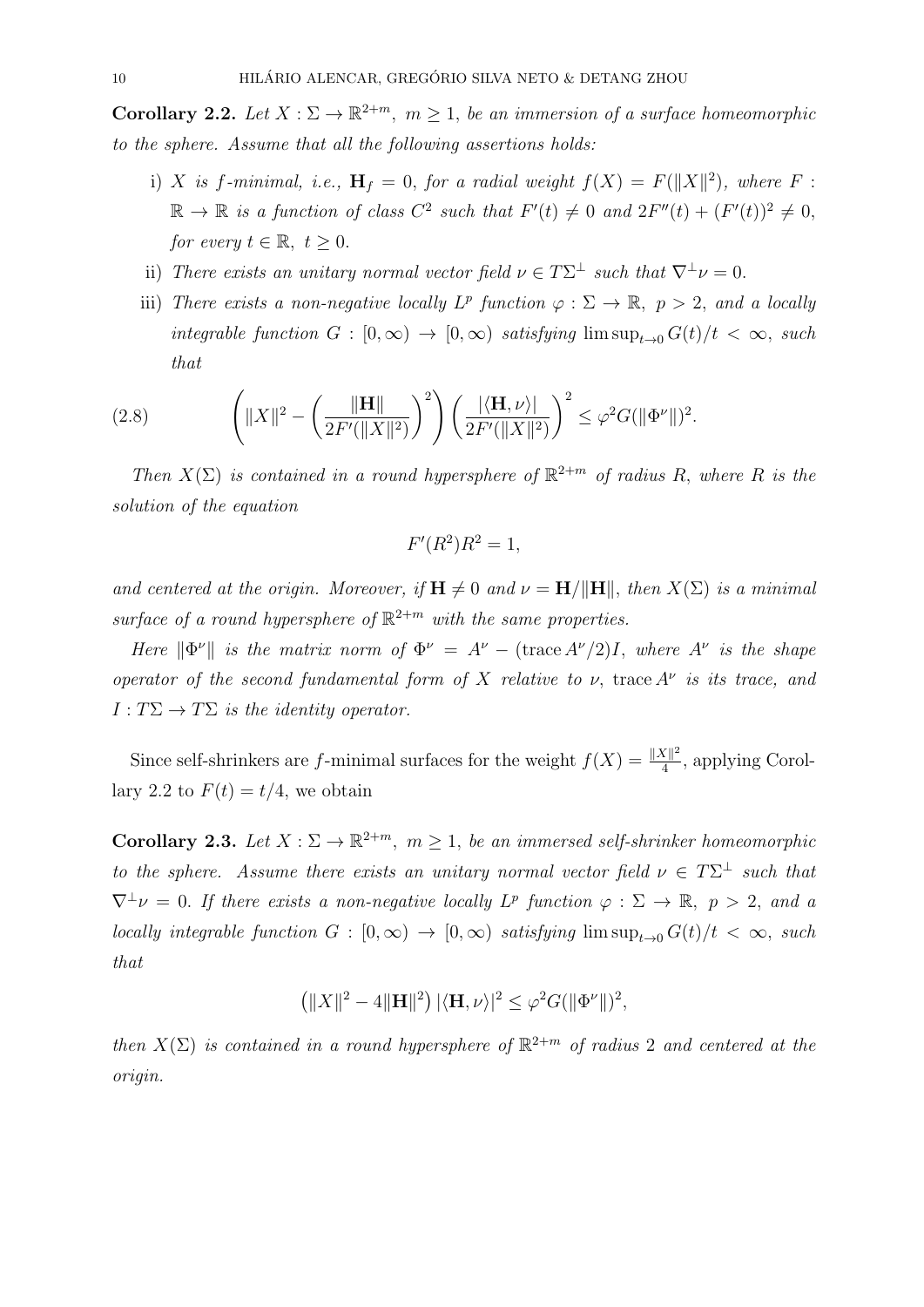**Corollary 2.2.** *Let $X : \Sigma \to \mathbb{R}^{2+m},\ m \geq 1,$ be an immersion of a surface homeomorphic to the sphere. Assume that all the following assertions holds:*

i) *$X$ is $f$-minimal, i.e., $\mathbf{H}_f = 0$, for a radial weight $f(X) = F(\|X\|^2)$, where $F : \mathbb{R} \to \mathbb{R}$ is a function of class $C^2$ such that $F'(t) \neq 0$ and $2F''(t) + (F'(t))^2 \neq 0$, for every $t \in \mathbb{R},\ t \geq 0$.*

ii) *There exists an unitary normal vector field $\nu \in T\Sigma^\perp$ such that $\nabla^\perp \nu = 0$.*

iii) *There exists a non-negative locally $L^p$ function $\varphi : \Sigma \to \mathbb{R},\ p > 2$, and a locally integrable function $G : [0,\infty) \to [0,\infty)$ satisfying $\limsup_{t\to 0} G(t)/t < \infty$, such that*

$$\left(\|X\|^2 - \left(\frac{\|\mathbf{H}\|}{2F'(\|X\|^2)}\right)^2\right)\left(\frac{|\langle \mathbf{H}, \nu\rangle|}{2F'(\|X\|^2)}\right)^2 \leq \varphi^2 G(\|\Phi^\nu\|)^2. \tag{2.8}$$

*Then $X(\Sigma)$ is contained in a round hypersphere of $\mathbb{R}^{2+m}$ of radius $R$, where $R$ is the solution of the equation*

$$F'(R^2)R^2 = 1,$$

*and centered at the origin. Moreover, if $\mathbf{H} \neq 0$ and $\nu = \mathbf{H}/\|\mathbf{H}\|$, then $X(\Sigma)$ is a minimal surface of a round hypersphere of $\mathbb{R}^{2+m}$ with the same properties.*

*Here $\|\Phi^\nu\|$ is the matrix norm of $\Phi^\nu = A^\nu - (\operatorname{trace} A^\nu/2)I$, where $A^\nu$ is the shape operator of the second fundamental form of $X$ relative to $\nu$, $\operatorname{trace} A^\nu$ is its trace, and $I : T\Sigma \to T\Sigma$ is the identity operator.*

Since self-shrinkers are $f$-minimal surfaces for the weight $f(X) = \frac{\|X\|^2}{4}$, applying Corollary 2.2 to $F(t) = t/4$, we obtain

**Corollary 2.3.** *Let $X : \Sigma \to \mathbb{R}^{2+m},\ m \geq 1,$ be an immersed self-shrinker homeomorphic to the sphere. Assume there exists an unitary normal vector field $\nu \in T\Sigma^\perp$ such that $\nabla^\perp \nu = 0$. If there exists a non-negative locally $L^p$ function $\varphi : \Sigma \to \mathbb{R},\ p > 2$, and a locally integrable function $G : [0,\infty) \to [0,\infty)$ satisfying $\limsup_{t\to 0} G(t)/t < \infty$, such that*

$$\left(\|X\|^2 - 4\|\mathbf{H}\|^2\right)|\langle \mathbf{H}, \nu\rangle|^2 \leq \varphi^2 G(\|\Phi^\nu\|)^2,$$

*then $X(\Sigma)$ is contained in a round hypersphere of $\mathbb{R}^{2+m}$ of radius $2$ and centered at the origin.*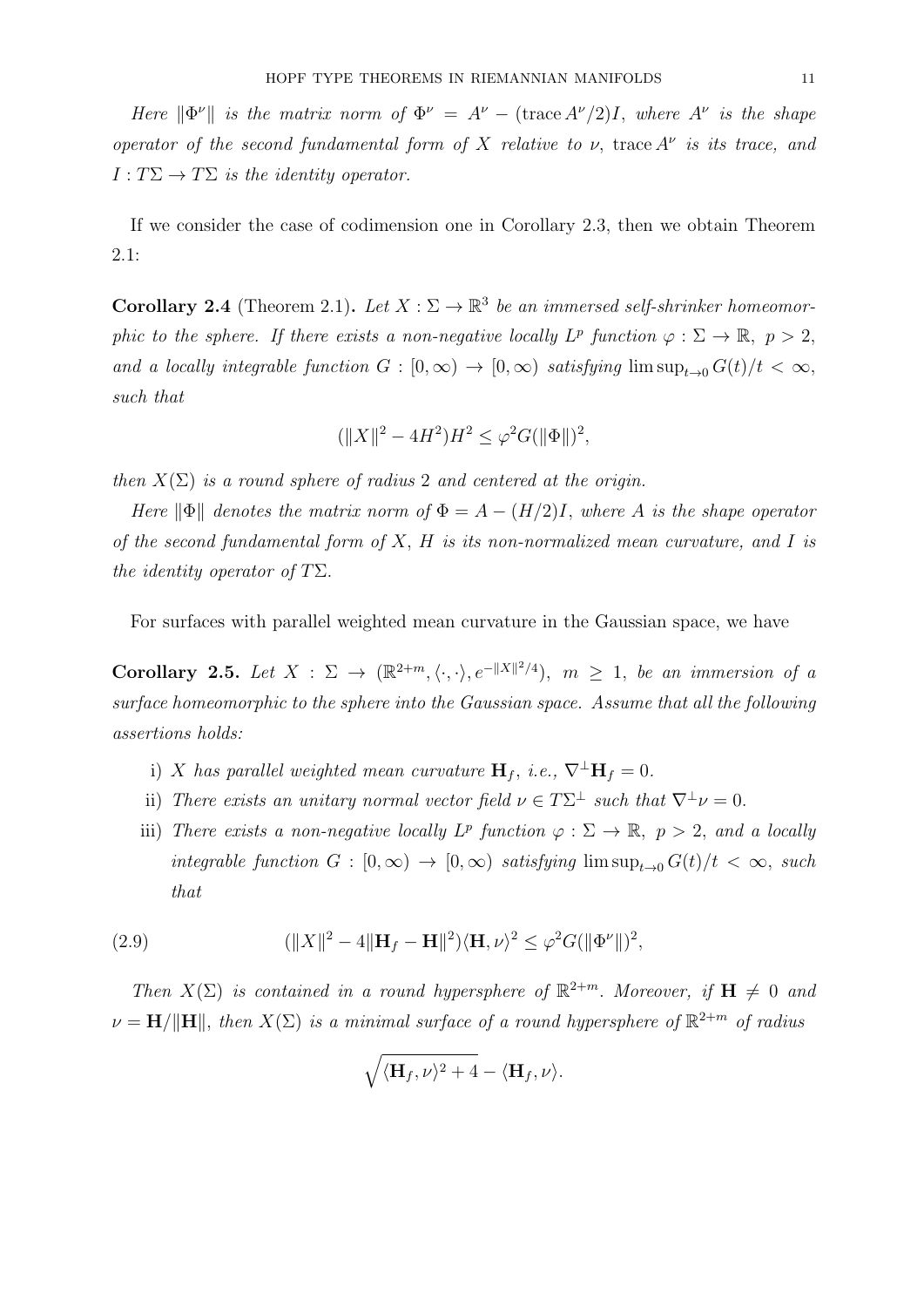*Here $\|\Phi^\nu\|$ is the matrix norm of $\Phi^\nu = A^\nu - (\operatorname{trace} A^\nu/2)I$, where $A^\nu$ is the shape operator of the second fundamental form of $X$ relative to $\nu$, $\operatorname{trace} A^\nu$ is its trace, and $I : T\Sigma \to T\Sigma$ is the identity operator.*

If we consider the case of codimension one in Corollary 2.3, then we obtain Theorem 2.1:

**Corollary 2.4** (Theorem 2.1)**.** *Let $X : \Sigma \to \mathbb{R}^3$ be an immersed self-shrinker homeomorphic to the sphere. If there exists a non-negative locally $L^p$ function $\varphi : \Sigma \to \mathbb{R},\ p > 2$, and a locally integrable function $G : [0,\infty) \to [0,\infty)$ satisfying $\limsup_{t\to 0} G(t)/t < \infty$, such that*

$$(\|X\|^2 - 4H^2)H^2 \leq \varphi^2 G(\|\Phi\|)^2,$$

*then $X(\Sigma)$ is a round sphere of radius 2 and centered at the origin.*

*Here $\|\Phi\|$ denotes the matrix norm of $\Phi = A - (H/2)I$, where $A$ is the shape operator of the second fundamental form of $X$, $H$ is its non-normalized mean curvature, and $I$ is the identity operator of $T\Sigma$.*

For surfaces with parallel weighted mean curvature in the Gaussian space, we have

**Corollary 2.5.** *Let $X : \Sigma \to (\mathbb{R}^{2+m}, \langle\cdot,\cdot\rangle, e^{-\|X\|^2/4}),\ m \geq 1$, be an immersion of a surface homeomorphic to the sphere into the Gaussian space. Assume that all the following assertions holds:*

i) *$X$ has parallel weighted mean curvature $\mathbf{H}_f$, i.e., $\nabla^\perp \mathbf{H}_f = 0$.*
ii) *There exists an unitary normal vector field $\nu \in T\Sigma^\perp$ such that $\nabla^\perp \nu = 0$.*
iii) *There exists a non-negative locally $L^p$ function $\varphi : \Sigma \to \mathbb{R},\ p > 2$, and a locally integrable function $G : [0,\infty) \to [0,\infty)$ satisfying $\limsup_{t\to 0} G(t)/t < \infty$, such that*

$$(\|X\|^2 - 4\|\mathbf{H}_f - \mathbf{H}\|^2)\langle \mathbf{H}, \nu\rangle^2 \leq \varphi^2 G(\|\Phi^\nu\|)^2, \tag{2.9}$$

*Then $X(\Sigma)$ is contained in a round hypersphere of $\mathbb{R}^{2+m}$. Moreover, if $\mathbf{H} \neq 0$ and $\nu = \mathbf{H}/\|\mathbf{H}\|$, then $X(\Sigma)$ is a minimal surface of a round hypersphere of $\mathbb{R}^{2+m}$ of radius*

$$\sqrt{\langle \mathbf{H}_f, \nu\rangle^2 + 4} - \langle \mathbf{H}_f, \nu\rangle.$$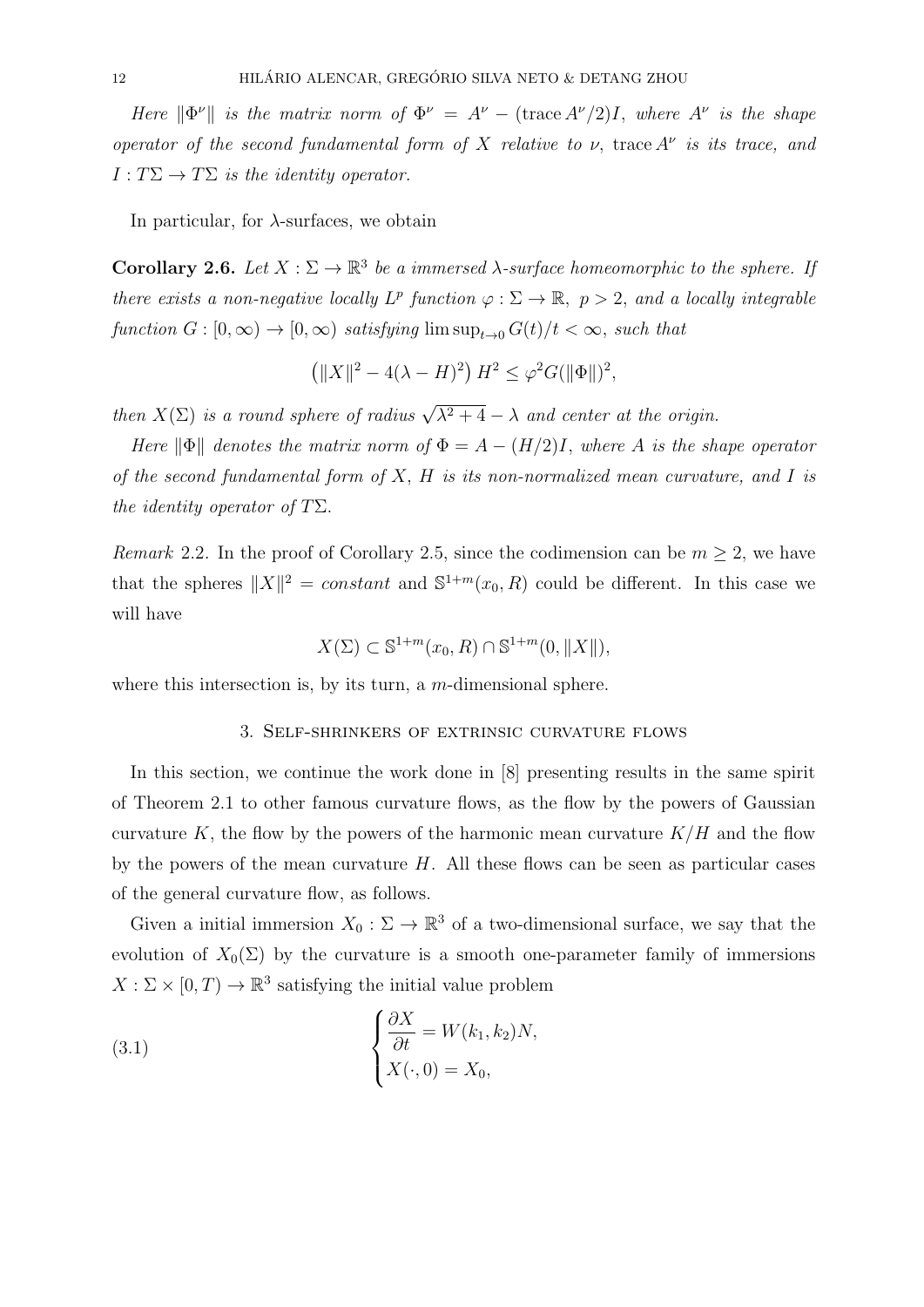*Here $\|\Phi^\nu\|$ is the matrix norm of $\Phi^\nu = A^\nu - (\mathrm{trace}\, A^\nu/2)I$, where $A^\nu$ is the shape operator of the second fundamental form of $X$ relative to $\nu$, $\mathrm{trace}\, A^\nu$ is its trace, and $I : T\Sigma \to T\Sigma$ is the identity operator.*

In particular, for $\lambda$-surfaces, we obtain

**Corollary 2.6.** *Let $X : \Sigma \to \mathbb{R}^3$ be a immersed $\lambda$-surface homeomorphic to the sphere. If there exists a non-negative locally $L^p$ function $\varphi : \Sigma \to \mathbb{R}$, $p > 2$, and a locally integrable function $G : [0, \infty) \to [0, \infty)$ satisfying $\limsup_{t\to 0} G(t)/t < \infty$, such that*

$$\left(\|X\|^2 - 4(\lambda - H)^2\right) H^2 \leq \varphi^2 G(\|\Phi\|)^2,$$

*then $X(\Sigma)$ is a round sphere of radius $\sqrt{\lambda^2 + 4} - \lambda$ and center at the origin.*

*Here $\|\Phi\|$ denotes the matrix norm of $\Phi = A - (H/2)I$, where $A$ is the shape operator of the second fundamental form of $X$, $H$ is its non-normalized mean curvature, and $I$ is the identity operator of $T\Sigma$.*

*Remark* 2.2. In the proof of Corollary 2.5, since the codimension can be $m \geq 2$, we have that the spheres $\|X\|^2 = constant$ and $\mathbb{S}^{1+m}(x_0, R)$ could be different. In this case we will have

$$X(\Sigma) \subset \mathbb{S}^{1+m}(x_0, R) \cap \mathbb{S}^{1+m}(0, \|X\|),$$

where this intersection is, by its turn, a $m$-dimensional sphere.

## 3. Self-shrinkers of extrinsic curvature flows

In this section, we continue the work done in [8] presenting results in the same spirit of Theorem 2.1 to other famous curvature flows, as the flow by the powers of Gaussian curvature $K$, the flow by the powers of the harmonic mean curvature $K/H$ and the flow by the powers of the mean curvature $H$. All these flows can be seen as particular cases of the general curvature flow, as follows.

Given a initial immersion $X_0 : \Sigma \to \mathbb{R}^3$ of a two-dimensional surface, we say that the evolution of $X_0(\Sigma)$ by the curvature is a smooth one-parameter family of immersions $X : \Sigma \times [0, T) \to \mathbb{R}^3$ satisfying the initial value problem

$$\begin{cases} \dfrac{\partial X}{\partial t} = W(k_1, k_2)N, \\ X(\cdot, 0) = X_0, \end{cases} \tag{3.1}$$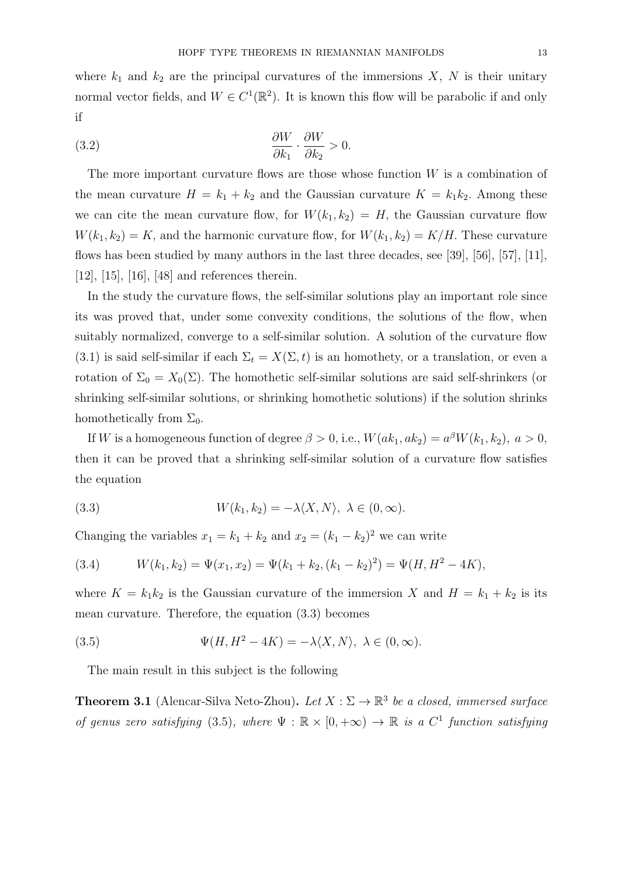where $k_1$ and $k_2$ are the principal curvatures of the immersions $X$, $N$ is their unitary normal vector fields, and $W \in C^1(\mathbb{R}^2)$. It is known this flow will be parabolic if and only if

$$\frac{\partial W}{\partial k_1} \cdot \frac{\partial W}{\partial k_2} > 0. \tag{3.2}$$

The more important curvature flows are those whose function $W$ is a combination of the mean curvature $H = k_1 + k_2$ and the Gaussian curvature $K = k_1 k_2$. Among these we can cite the mean curvature flow, for $W(k_1, k_2) = H$, the Gaussian curvature flow $W(k_1, k_2) = K$, and the harmonic curvature flow, for $W(k_1, k_2) = K/H$. These curvature flows has been studied by many authors in the last three decades, see [39], [56], [57], [11], [12], [15], [16], [48] and references therein.

In the study the curvature flows, the self-similar solutions play an important role since its was proved that, under some convexity conditions, the solutions of the flow, when suitably normalized, converge to a self-similar solution. A solution of the curvature flow (3.1) is said self-similar if each $\Sigma_t = X(\Sigma, t)$ is an homothety, or a translation, or even a rotation of $\Sigma_0 = X_0(\Sigma)$. The homothetic self-similar solutions are said self-shrinkers (or shrinking self-similar solutions, or shrinking homothetic solutions) if the solution shrinks homothetically from $\Sigma_0$.

If $W$ is a homogeneous function of degree $\beta > 0$, i.e., $W(ak_1, ak_2) = a^\beta W(k_1, k_2),\ a > 0$, then it can be proved that a shrinking self-similar solution of a curvature flow satisfies the equation

$$W(k_1, k_2) = -\lambda \langle X, N \rangle,\ \lambda \in (0, \infty). \tag{3.3}$$

Changing the variables $x_1 = k_1 + k_2$ and $x_2 = (k_1 - k_2)^2$ we can write

$$W(k_1, k_2) = \Psi(x_1, x_2) = \Psi(k_1 + k_2, (k_1 - k_2)^2) = \Psi(H, H^2 - 4K), \tag{3.4}$$

where $K = k_1 k_2$ is the Gaussian curvature of the immersion $X$ and $H = k_1 + k_2$ is its mean curvature. Therefore, the equation (3.3) becomes

$$\Psi(H, H^2 - 4K) = -\lambda \langle X, N \rangle,\ \lambda \in (0, \infty). \tag{3.5}$$

The main result in this subject is the following

**Theorem 3.1** (Alencar-Silva Neto-Zhou)**.** *Let $X : \Sigma \to \mathbb{R}^3$ be a closed, immersed surface of genus zero satisfying* (3.5)*, where $\Psi : \mathbb{R} \times [0, +\infty) \to \mathbb{R}$ is a $C^1$ function satisfying*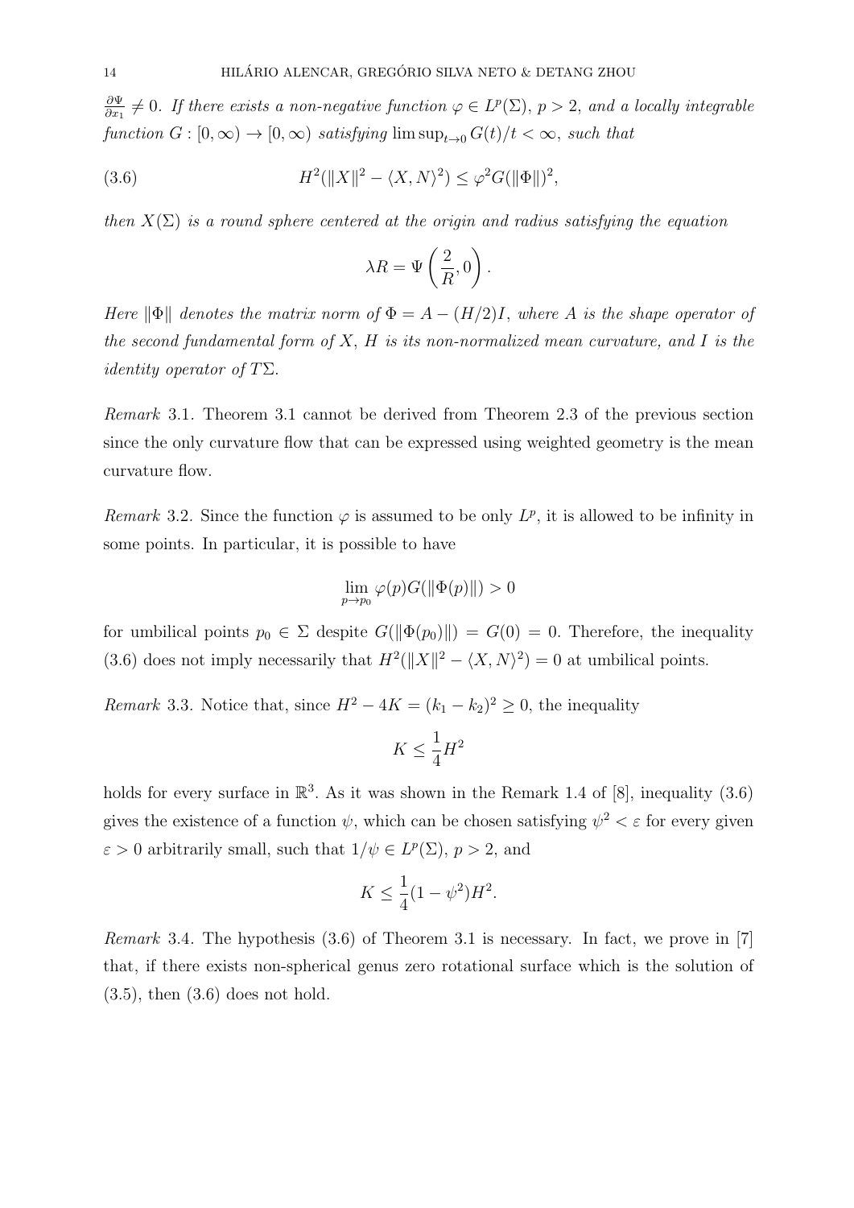*$\frac{\partial \Psi}{\partial x_1} \neq 0$. If there exists a non-negative function $\varphi \in L^p(\Sigma)$, $p > 2$, and a locally integrable function $G : [0,\infty) \to [0,\infty)$ satisfying $\limsup_{t\to 0} G(t)/t < \infty$, such that*

$$H^2(\|X\|^2 - \langle X, N\rangle^2) \leq \varphi^2 G(\|\Phi\|)^2, \tag{3.6}$$

*then $X(\Sigma)$ is a round sphere centered at the origin and radius satisfying the equation*

$$\lambda R = \Psi\left(\frac{2}{R}, 0\right).$$

*Here $\|\Phi\|$ denotes the matrix norm of $\Phi = A - (H/2)I$, where $A$ is the shape operator of the second fundamental form of $X$, $H$ is its non-normalized mean curvature, and $I$ is the identity operator of $T\Sigma$.*

*Remark* 3.1. Theorem 3.1 cannot be derived from Theorem 2.3 of the previous section since the only curvature flow that can be expressed using weighted geometry is the mean curvature flow.

*Remark* 3.2. Since the function $\varphi$ is assumed to be only $L^p$, it is allowed to be infinity in some points. In particular, it is possible to have

$$\lim_{p\to p_0} \varphi(p) G(\|\Phi(p)\|) > 0$$

for umbilical points $p_0 \in \Sigma$ despite $G(\|\Phi(p_0)\|) = G(0) = 0$. Therefore, the inequality (3.6) does not imply necessarily that $H^2(\|X\|^2 - \langle X, N\rangle^2) = 0$ at umbilical points.

*Remark* 3.3. Notice that, since $H^2 - 4K = (k_1 - k_2)^2 \geq 0$, the inequality

$$K \leq \frac{1}{4}H^2$$

holds for every surface in $\mathbb{R}^3$. As it was shown in the Remark 1.4 of [8], inequality (3.6) gives the existence of a function $\psi$, which can be chosen satisfying $\psi^2 < \varepsilon$ for every given $\varepsilon > 0$ arbitrarily small, such that $1/\psi \in L^p(\Sigma)$, $p > 2$, and

$$K \leq \frac{1}{4}(1 - \psi^2)H^2.$$

*Remark* 3.4. The hypothesis (3.6) of Theorem 3.1 is necessary. In fact, we prove in [7] that, if there exists non-spherical genus zero rotational surface which is the solution of (3.5), then (3.6) does not hold.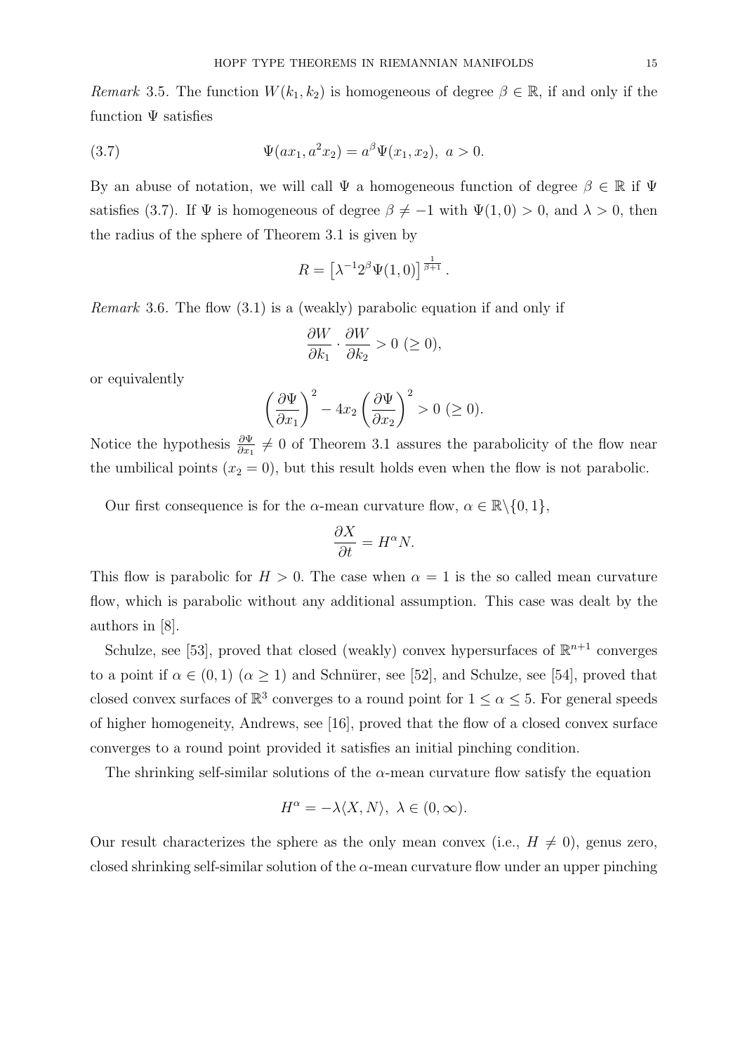*Remark* 3.5. The function $W(k_1, k_2)$ is homogeneous of degree $\beta \in \mathbb{R}$, if and only if the function $\Psi$ satisfies

$$\Psi(ax_1, a^2x_2) = a^\beta \Psi(x_1, x_2),\ a > 0. \tag{3.7}$$

By an abuse of notation, we will call $\Psi$ a homogeneous function of degree $\beta \in \mathbb{R}$ if $\Psi$ satisfies (3.7). If $\Psi$ is homogeneous of degree $\beta \neq -1$ with $\Psi(1, 0) > 0$, and $\lambda > 0$, then the radius of the sphere of Theorem 3.1 is given by

$$R = \left[\lambda^{-1} 2^\beta \Psi(1, 0)\right]^{\frac{1}{\beta+1}}.$$

*Remark* 3.6. The flow (3.1) is a (weakly) parabolic equation if and only if

$$\frac{\partial W}{\partial k_1} \cdot \frac{\partial W}{\partial k_2} > 0\ (\geq 0),$$

or equivalently

$$\left(\frac{\partial \Psi}{\partial x_1}\right)^2 - 4x_2 \left(\frac{\partial \Psi}{\partial x_2}\right)^2 > 0\ (\geq 0).$$

Notice the hypothesis $\frac{\partial \Psi}{\partial x_1} \neq 0$ of Theorem 3.1 assures the parabolicity of the flow near the umbilical points ($x_2 = 0$), but this result holds even when the flow is not parabolic.

Our first consequence is for the $\alpha$-mean curvature flow, $\alpha \in \mathbb{R}\backslash\{0, 1\}$,

$$\frac{\partial X}{\partial t} = H^\alpha N.$$

This flow is parabolic for $H > 0$. The case when $\alpha = 1$ is the so called mean curvature flow, which is parabolic without any additional assumption. This case was dealt by the authors in [8].

Schulze, see [53], proved that closed (weakly) convex hypersurfaces of $\mathbb{R}^{n+1}$ converges to a point if $\alpha \in (0, 1)$ ($\alpha \geq 1$) and Schnürer, see [52], and Schulze, see [54], proved that closed convex surfaces of $\mathbb{R}^3$ converges to a round point for $1 \leq \alpha \leq 5$. For general speeds of higher homogeneity, Andrews, see [16], proved that the flow of a closed convex surface converges to a round point provided it satisfies an initial pinching condition.

The shrinking self-similar solutions of the $\alpha$-mean curvature flow satisfy the equation

$$H^\alpha = -\lambda \langle X, N\rangle,\ \lambda \in (0, \infty).$$

Our result characterizes the sphere as the only mean convex (i.e., $H \neq 0$), genus zero, closed shrinking self-similar solution of the $\alpha$-mean curvature flow under an upper pinching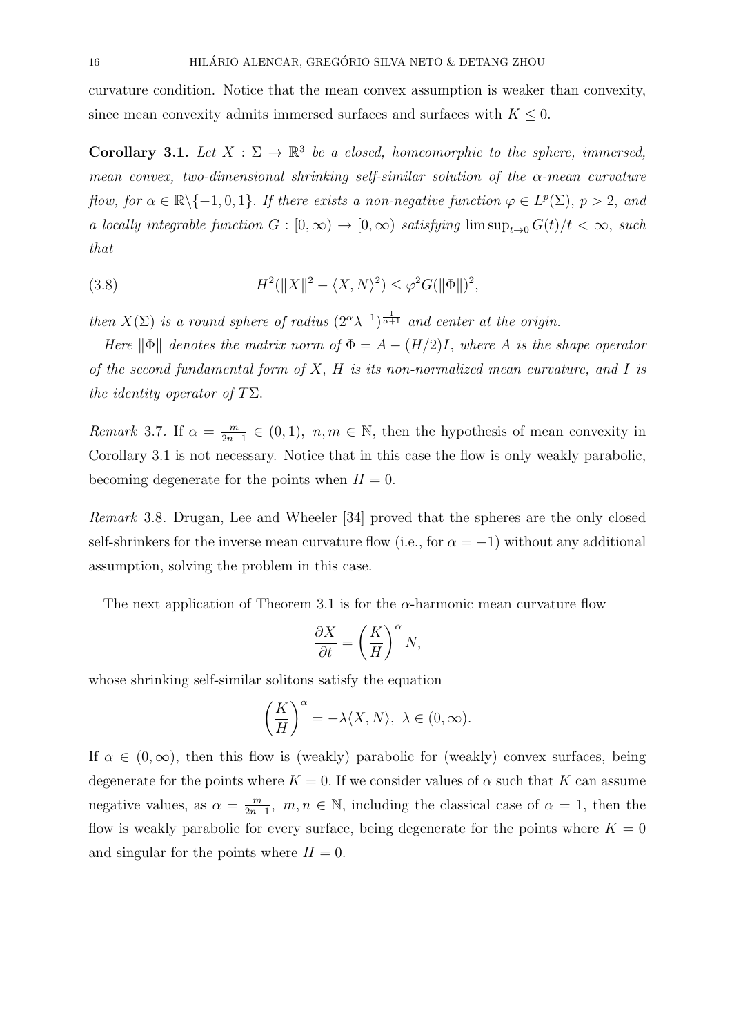curvature condition. Notice that the mean convex assumption is weaker than convexity, since mean convexity admits immersed surfaces and surfaces with $K \leq 0$.

**Corollary 3.1.** *Let $X : \Sigma \to \mathbb{R}^3$ be a closed, homeomorphic to the sphere, immersed, mean convex, two-dimensional shrinking self-similar solution of the $\alpha$-mean curvature flow, for $\alpha \in \mathbb{R}\backslash\{-1, 0, 1\}$. If there exists a non-negative function $\varphi \in L^p(\Sigma)$, $p > 2$, and a locally integrable function $G : [0, \infty) \to [0, \infty)$ satisfying $\limsup_{t \to 0} G(t)/t < \infty$, such that*

$$H^2(\|X\|^2 - \langle X, N\rangle^2) \leq \varphi^2 G(\|\Phi\|)^2, \tag{3.8}$$

*then $X(\Sigma)$ is a round sphere of radius $(2^\alpha \lambda^{-1})^{\frac{1}{\alpha+1}}$ and center at the origin.*

*Here $\|\Phi\|$ denotes the matrix norm of $\Phi = A - (H/2)I$, where $A$ is the shape operator of the second fundamental form of $X$, $H$ is its non-normalized mean curvature, and $I$ is the identity operator of $T\Sigma$.*

*Remark* 3.7. If $\alpha = \frac{m}{2n-1} \in (0, 1)$, $n, m \in \mathbb{N}$, then the hypothesis of mean convexity in Corollary 3.1 is not necessary. Notice that in this case the flow is only weakly parabolic, becoming degenerate for the points when $H = 0$.

*Remark* 3.8. Drugan, Lee and Wheeler [34] proved that the spheres are the only closed self-shrinkers for the inverse mean curvature flow (i.e., for $\alpha = -1$) without any additional assumption, solving the problem in this case.

The next application of Theorem 3.1 is for the $\alpha$-harmonic mean curvature flow

$$\frac{\partial X}{\partial t} = \left(\frac{K}{H}\right)^\alpha N,$$

whose shrinking self-similar solitons satisfy the equation

$$\left(\frac{K}{H}\right)^\alpha = -\lambda\langle X, N\rangle, \ \lambda \in (0, \infty).$$

If $\alpha \in (0, \infty)$, then this flow is (weakly) parabolic for (weakly) convex surfaces, being degenerate for the points where $K = 0$. If we consider values of $\alpha$ such that $K$ can assume negative values, as $\alpha = \frac{m}{2n-1}$, $m, n \in \mathbb{N}$, including the classical case of $\alpha = 1$, then the flow is weakly parabolic for every surface, being degenerate for the points where $K = 0$ and singular for the points where $H = 0$.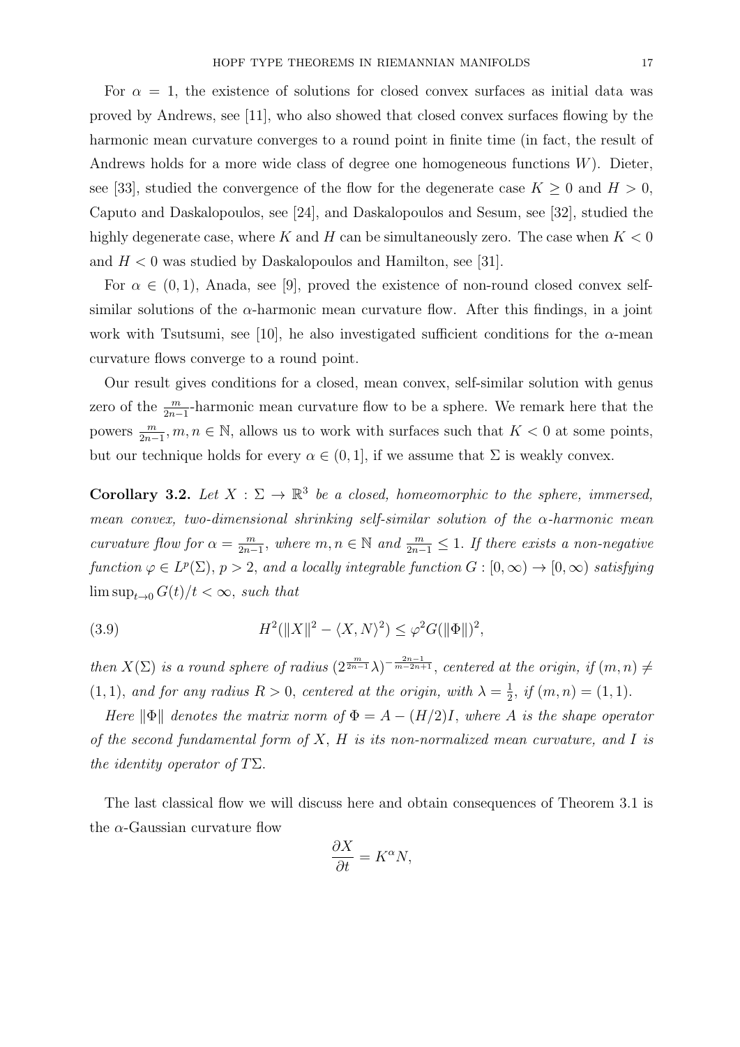For $\alpha = 1$, the existence of solutions for closed convex surfaces as initial data was proved by Andrews, see [11], who also showed that closed convex surfaces flowing by the harmonic mean curvature converges to a round point in finite time (in fact, the result of Andrews holds for a more wide class of degree one homogeneous functions $W$). Dieter, see [33], studied the convergence of the flow for the degenerate case $K \geq 0$ and $H > 0$, Caputo and Daskalopoulos, see [24], and Daskalopoulos and Sesum, see [32], studied the highly degenerate case, where $K$ and $H$ can be simultaneously zero. The case when $K < 0$ and $H < 0$ was studied by Daskalopoulos and Hamilton, see [31].

For $\alpha \in (0, 1)$, Anada, see [9], proved the existence of non-round closed convex self-similar solutions of the $\alpha$-harmonic mean curvature flow. After this findings, in a joint work with Tsutsumi, see [10], he also investigated sufficient conditions for the $\alpha$-mean curvature flows converge to a round point.

Our result gives conditions for a closed, mean convex, self-similar solution with genus zero of the $\frac{m}{2n-1}$-harmonic mean curvature flow to be a sphere. We remark here that the powers $\frac{m}{2n-1}, m, n \in \mathbb{N}$, allows us to work with surfaces such that $K < 0$ at some points, but our technique holds for every $\alpha \in (0, 1]$, if we assume that $\Sigma$ is weakly convex.

**Corollary 3.2.** *Let $X : \Sigma \to \mathbb{R}^3$ be a closed, homeomorphic to the sphere, immersed, mean convex, two-dimensional shrinking self-similar solution of the $\alpha$-harmonic mean curvature flow for $\alpha = \frac{m}{2n-1}$, where $m, n \in \mathbb{N}$ and $\frac{m}{2n-1} \leq 1$. If there exists a non-negative function $\varphi \in L^p(\Sigma)$, $p > 2$, and a locally integrable function $G : [0, \infty) \to [0, \infty)$ satisfying $\limsup_{t \to 0} G(t)/t < \infty$, such that*

$$H^2(\|X\|^2 - \langle X, N \rangle^2) \leq \varphi^2 G(\|\Phi\|)^2, \tag{3.9}$$

*then $X(\Sigma)$ is a round sphere of radius $(2^{\frac{m}{2n-1}}\lambda)^{-\frac{2n-1}{m-2n+1}}$, centered at the origin, if $(m, n) \neq (1, 1)$, and for any radius $R > 0$, centered at the origin, with $\lambda = \frac{1}{2}$, if $(m, n) = (1, 1)$.*

*Here $\|\Phi\|$ denotes the matrix norm of $\Phi = A - (H/2)I$, where $A$ is the shape operator of the second fundamental form of $X$, $H$ is its non-normalized mean curvature, and $I$ is the identity operator of $T\Sigma$.*

The last classical flow we will discuss here and obtain consequences of Theorem 3.1 is the $\alpha$-Gaussian curvature flow

$$\frac{\partial X}{\partial t} = K^{\alpha} N,$$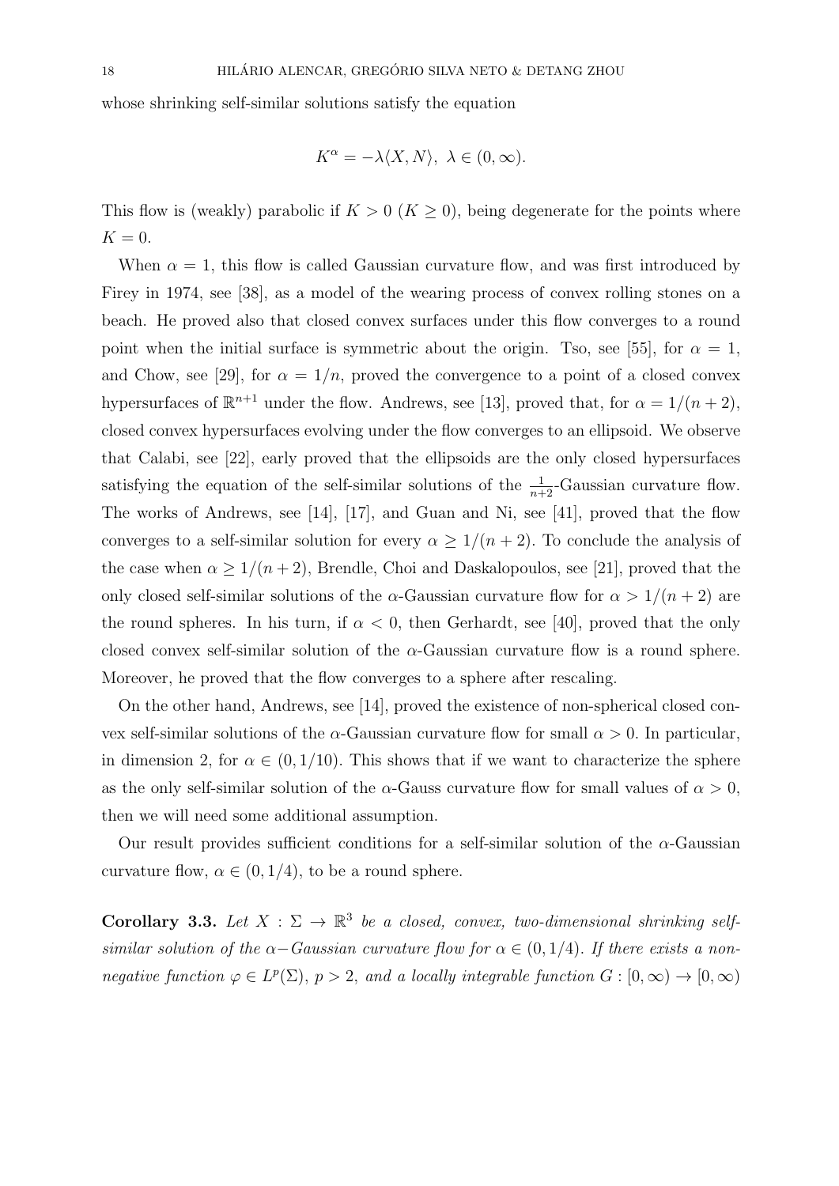whose shrinking self-similar solutions satisfy the equation

$$K^\alpha = -\lambda\langle X, N\rangle,\ \lambda \in (0,\infty).$$

This flow is (weakly) parabolic if $K > 0$ ($K \geq 0$), being degenerate for the points where $K = 0$.

When $\alpha = 1$, this flow is called Gaussian curvature flow, and was first introduced by Firey in 1974, see [38], as a model of the wearing process of convex rolling stones on a beach. He proved also that closed convex surfaces under this flow converges to a round point when the initial surface is symmetric about the origin. Tso, see [55], for $\alpha = 1$, and Chow, see [29], for $\alpha = 1/n$, proved the convergence to a point of a closed convex hypersurfaces of $\mathbb{R}^{n+1}$ under the flow. Andrews, see [13], proved that, for $\alpha = 1/(n+2)$, closed convex hypersurfaces evolving under the flow converges to an ellipsoid. We observe that Calabi, see [22], early proved that the ellipsoids are the only closed hypersurfaces satisfying the equation of the self-similar solutions of the $\frac{1}{n+2}$-Gaussian curvature flow. The works of Andrews, see [14], [17], and Guan and Ni, see [41], proved that the flow converges to a self-similar solution for every $\alpha \geq 1/(n+2)$. To conclude the analysis of the case when $\alpha \geq 1/(n+2)$, Brendle, Choi and Daskalopoulos, see [21], proved that the only closed self-similar solutions of the $\alpha$-Gaussian curvature flow for $\alpha > 1/(n+2)$ are the round spheres. In his turn, if $\alpha < 0$, then Gerhardt, see [40], proved that the only closed convex self-similar solution of the $\alpha$-Gaussian curvature flow is a round sphere. Moreover, he proved that the flow converges to a sphere after rescaling.

On the other hand, Andrews, see [14], proved the existence of non-spherical closed convex self-similar solutions of the $\alpha$-Gaussian curvature flow for small $\alpha > 0$. In particular, in dimension 2, for $\alpha \in (0, 1/10)$. This shows that if we want to characterize the sphere as the only self-similar solution of the $\alpha$-Gauss curvature flow for small values of $\alpha > 0$, then we will need some additional assumption.

Our result provides sufficient conditions for a self-similar solution of the $\alpha$-Gaussian curvature flow, $\alpha \in (0, 1/4)$, to be a round sphere.

**Corollary 3.3.** *Let $X : \Sigma \to \mathbb{R}^3$ be a closed, convex, two-dimensional shrinking self-similar solution of the $\alpha-$Gaussian curvature flow for $\alpha \in (0, 1/4)$. If there exists a non-negative function $\varphi \in L^p(\Sigma)$, $p > 2$, and a locally integrable function $G : [0,\infty) \to [0,\infty)$*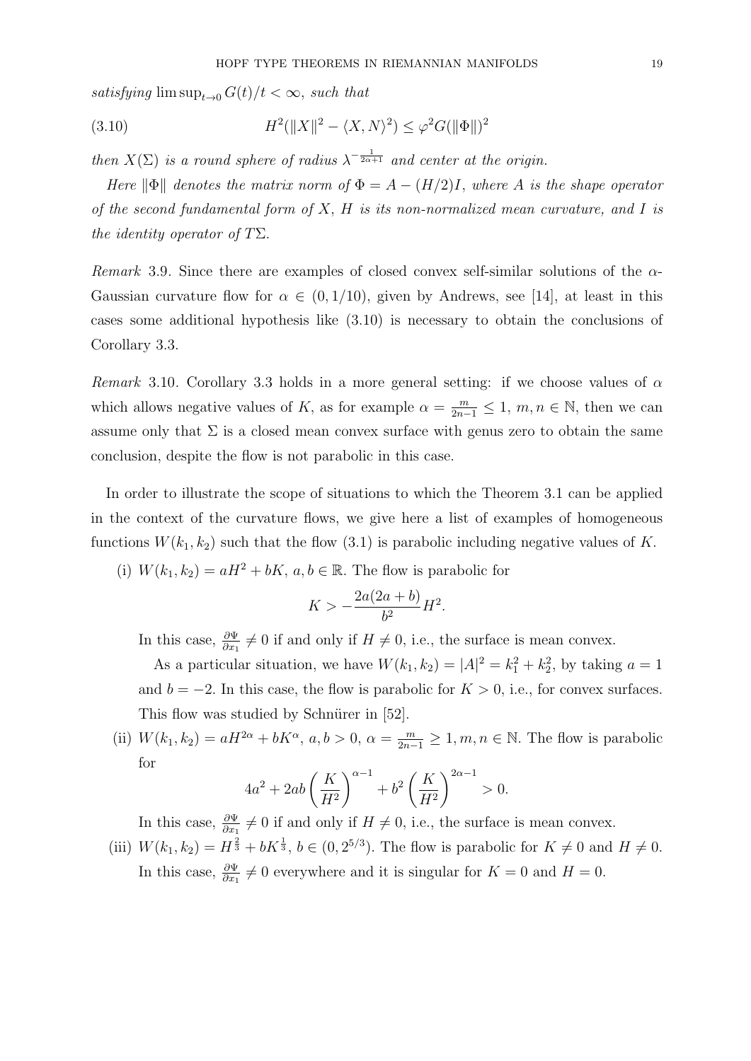*satisfying* $\limsup_{t\to 0} G(t)/t < \infty$*, such that*

$$H^2(\|X\|^2 - \langle X, N\rangle^2) \leq \varphi^2 G(\|\Phi\|)^2 \tag{3.10}$$

*then* $X(\Sigma)$ *is a round sphere of radius* $\lambda^{-\frac{1}{2\alpha+1}}$ *and center at the origin.*

*Here* $\|\Phi\|$ *denotes the matrix norm of* $\Phi = A - (H/2)I$*, where* $A$ *is the shape operator of the second fundamental form of* $X$*,* $H$ *is its non-normalized mean curvature, and* $I$ *is the identity operator of* $T\Sigma$*.*

*Remark* 3.9. Since there are examples of closed convex self-similar solutions of the $\alpha$-Gaussian curvature flow for $\alpha \in (0, 1/10)$, given by Andrews, see [14], at least in this cases some additional hypothesis like (3.10) is necessary to obtain the conclusions of Corollary 3.3.

*Remark* 3.10. Corollary 3.3 holds in a more general setting: if we choose values of $\alpha$ which allows negative values of $K$, as for example $\alpha = \frac{m}{2n-1} \leq 1$, $m, n \in \mathbb{N}$, then we can assume only that $\Sigma$ is a closed mean convex surface with genus zero to obtain the same conclusion, despite the flow is not parabolic in this case.

In order to illustrate the scope of situations to which the Theorem 3.1 can be applied in the context of the curvature flows, we give here a list of examples of homogeneous functions $W(k_1, k_2)$ such that the flow (3.1) is parabolic including negative values of $K$.

(i) $W(k_1, k_2) = aH^2 + bK$, $a, b \in \mathbb{R}$. The flow is parabolic for

$$K > -\frac{2a(2a+b)}{b^2}H^2.$$

In this case, $\frac{\partial \Psi}{\partial x_1} \neq 0$ if and only if $H \neq 0$, i.e., the surface is mean convex.

As a particular situation, we have $W(k_1, k_2) = |A|^2 = k_1^2 + k_2^2$, by taking $a = 1$ and $b = -2$. In this case, the flow is parabolic for $K > 0$, i.e., for convex surfaces. This flow was studied by Schnürer in [52].

(ii) $W(k_1, k_2) = aH^{2\alpha} + bK^\alpha$, $a, b > 0$, $\alpha = \frac{m}{2n-1} \geq 1, m, n \in \mathbb{N}$. The flow is parabolic for

$$4a^2 + 2ab\left(\frac{K}{H^2}\right)^{\alpha-1} + b^2\left(\frac{K}{H^2}\right)^{2\alpha-1} > 0.$$

In this case, $\frac{\partial \Psi}{\partial x_1} \neq 0$ if and only if $H \neq 0$, i.e., the surface is mean convex.

(iii) $W(k_1, k_2) = H^{\frac{2}{3}} + bK^{\frac{1}{3}}$, $b \in (0, 2^{5/3})$. The flow is parabolic for $K \neq 0$ and $H \neq 0$. In this case, $\frac{\partial \Psi}{\partial x_1} \neq 0$ everywhere and it is singular for $K = 0$ and $H = 0$.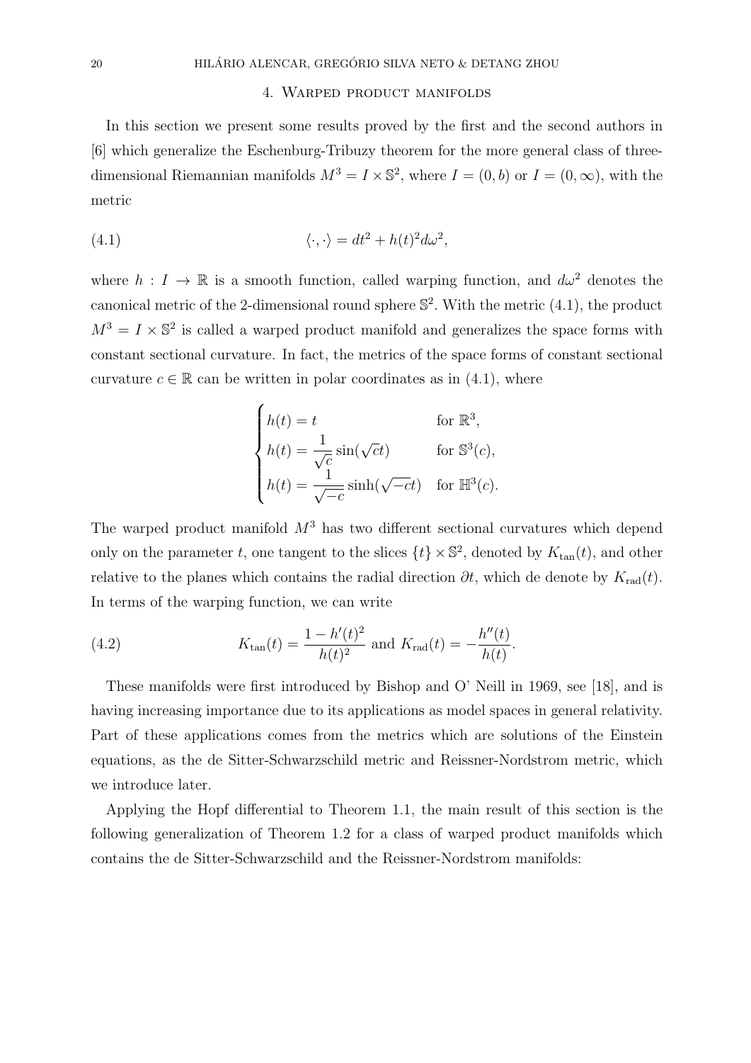## 4. Warped product manifolds

In this section we present some results proved by the first and the second authors in [6] which generalize the Eschenburg-Tribuzy theorem for the more general class of three-dimensional Riemannian manifolds $M^3 = I \times \mathbb{S}^2$, where $I = (0, b)$ or $I = (0, \infty)$, with the metric

$$\langle \cdot, \cdot \rangle = dt^2 + h(t)^2 d\omega^2, \tag{4.1}$$

where $h : I \to \mathbb{R}$ is a smooth function, called warping function, and $d\omega^2$ denotes the canonical metric of the 2-dimensional round sphere $\mathbb{S}^2$. With the metric (4.1), the product $M^3 = I \times \mathbb{S}^2$ is called a warped product manifold and generalizes the space forms with constant sectional curvature. In fact, the metrics of the space forms of constant sectional curvature $c \in \mathbb{R}$ can be written in polar coordinates as in (4.1), where

$$\begin{cases} h(t) = t & \text{for } \mathbb{R}^3, \\ h(t) = \dfrac{1}{\sqrt{c}} \sin(\sqrt{c} t) & \text{for } \mathbb{S}^3(c), \\ h(t) = \dfrac{1}{\sqrt{-c}} \sinh(\sqrt{-c} t) & \text{for } \mathbb{H}^3(c). \end{cases}$$

The warped product manifold $M^3$ has two different sectional curvatures which depend only on the parameter $t$, one tangent to the slices $\{t\} \times \mathbb{S}^2$, denoted by $K_{\tan}(t)$, and other relative to the planes which contains the radial direction $\partial t$, which de denote by $K_{\mathrm{rad}}(t)$. In terms of the warping function, we can write

$$K_{\tan}(t) = \frac{1 - h'(t)^2}{h(t)^2} \text{ and } K_{\mathrm{rad}}(t) = -\frac{h''(t)}{h(t)}. \tag{4.2}$$

These manifolds were first introduced by Bishop and O' Neill in 1969, see [18], and is having increasing importance due to its applications as model spaces in general relativity. Part of these applications comes from the metrics which are solutions of the Einstein equations, as the de Sitter-Schwarzschild metric and Reissner-Nordstrom metric, which we introduce later.

Applying the Hopf differential to Theorem 1.1, the main result of this section is the following generalization of Theorem 1.2 for a class of warped product manifolds which contains the de Sitter-Schwarzschild and the Reissner-Nordstrom manifolds: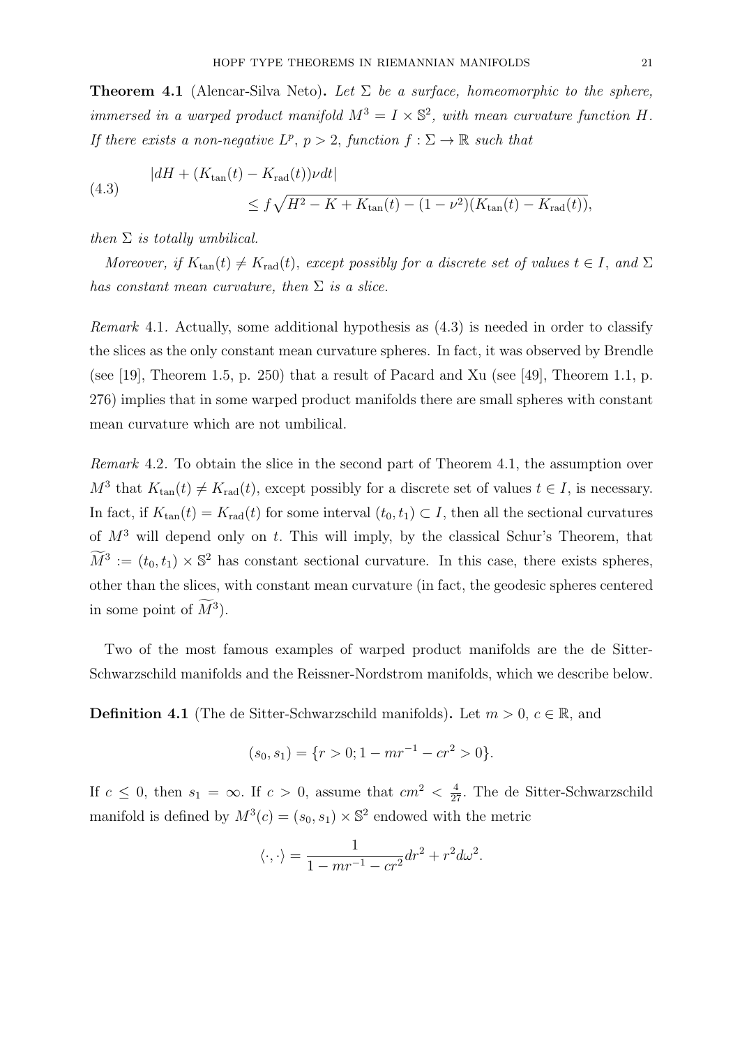**Theorem 4.1** (Alencar-Silva Neto)**.** *Let $\Sigma$ be a surface, homeomorphic to the sphere, immersed in a warped product manifold $M^3 = I \times \mathbb{S}^2$, with mean curvature function $H$. If there exists a non-negative $L^p$, $p > 2$, function $f : \Sigma \to \mathbb{R}$ such that*

$$
\begin{aligned}
&|dH + (K_{\tan}(t) - K_{\mathrm{rad}}(t))\nu dt| \\
&\qquad\qquad \leq f\sqrt{H^2 - K + K_{\tan}(t) - (1-\nu^2)(K_{\tan}(t) - K_{\mathrm{rad}}(t))},
\end{aligned}
\tag{4.3}
$$

*then $\Sigma$ is totally umbilical.*

*Moreover, if $K_{\tan}(t) \neq K_{\mathrm{rad}}(t)$, except possibly for a discrete set of values $t \in I$, and $\Sigma$ has constant mean curvature, then $\Sigma$ is a slice.*

*Remark* 4.1. Actually, some additional hypothesis as (4.3) is needed in order to classify the slices as the only constant mean curvature spheres. In fact, it was observed by Brendle (see [19], Theorem 1.5, p. 250) that a result of Pacard and Xu (see [49], Theorem 1.1, p. 276) implies that in some warped product manifolds there are small spheres with constant mean curvature which are not umbilical.

*Remark* 4.2. To obtain the slice in the second part of Theorem 4.1, the assumption over $M^3$ that $K_{\tan}(t) \neq K_{\mathrm{rad}}(t)$, except possibly for a discrete set of values $t \in I$, is necessary. In fact, if $K_{\tan}(t) = K_{\mathrm{rad}}(t)$ for some interval $(t_0, t_1) \subset I$, then all the sectional curvatures of $M^3$ will depend only on $t$. This will imply, by the classical Schur's Theorem, that $\widetilde{M}^3 := (t_0, t_1) \times \mathbb{S}^2$ has constant sectional curvature. In this case, there exists spheres, other than the slices, with constant mean curvature (in fact, the geodesic spheres centered in some point of $\widetilde{M}^3$).

Two of the most famous examples of warped product manifolds are the de Sitter-Schwarzschild manifolds and the Reissner-Nordstrom manifolds, which we describe below.

**Definition 4.1** (The de Sitter-Schwarzschild manifolds)**.** Let $m > 0$, $c \in \mathbb{R}$, and

$$
(s_0, s_1) = \{r > 0; 1 - mr^{-1} - cr^2 > 0\}.
$$

If $c \leq 0$, then $s_1 = \infty$. If $c > 0$, assume that $cm^2 < \frac{4}{27}$. The de Sitter-Schwarzschild manifold is defined by $M^3(c) = (s_0, s_1) \times \mathbb{S}^2$ endowed with the metric

$$
\langle \cdot, \cdot \rangle = \frac{1}{1 - mr^{-1} - cr^2} dr^2 + r^2 d\omega^2.
$$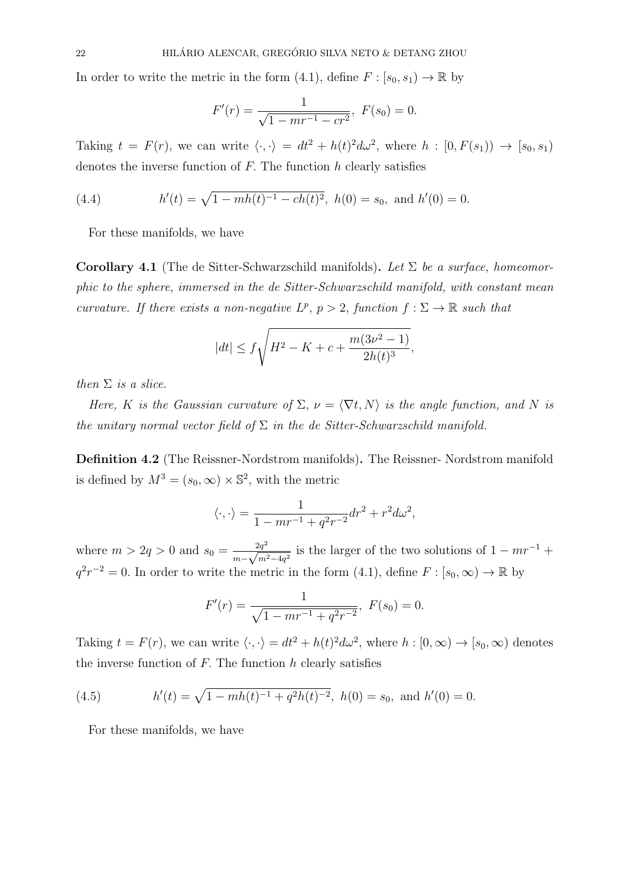In order to write the metric in the form (4.1), define $F : [s_0, s_1) \to \mathbb{R}$ by

$$F'(r) = \frac{1}{\sqrt{1 - mr^{-1} - cr^2}},\ F(s_0) = 0.$$

Taking $t = F(r)$, we can write $\langle \cdot, \cdot \rangle = dt^2 + h(t)^2 d\omega^2$, where $h : [0, F(s_1)) \to [s_0, s_1)$ denotes the inverse function of $F$. The function $h$ clearly satisfies

$$h'(t) = \sqrt{1 - mh(t)^{-1} - ch(t)^2},\ h(0) = s_0,\ \text{and}\ h'(0) = 0. \tag{4.4}$$

For these manifolds, we have

**Corollary 4.1** (The de Sitter-Schwarzschild manifolds)**.** *Let $\Sigma$ be a surface, homeomorphic to the sphere, immersed in the de Sitter-Schwarzschild manifold, with constant mean curvature. If there exists a non-negative $L^p$, $p > 2$, function $f : \Sigma \to \mathbb{R}$ such that*

$$|dt| \leq f \sqrt{H^2 - K + c + \frac{m(3\nu^2 - 1)}{2h(t)^3}},$$

*then $\Sigma$ is a slice.*

*Here, $K$ is the Gaussian curvature of $\Sigma$, $\nu = \langle \nabla t, N \rangle$ is the angle function, and $N$ is the unitary normal vector field of $\Sigma$ in the de Sitter-Schwarzschild manifold.*

**Definition 4.2** (The Reissner-Nordstrom manifolds)**.** The Reissner- Nordstrom manifold is defined by $M^3 = (s_0, \infty) \times \mathbb{S}^2$, with the metric

$$\langle \cdot, \cdot \rangle = \frac{1}{1 - mr^{-1} + q^2 r^{-2}} dr^2 + r^2 d\omega^2,$$

where $m > 2q > 0$ and $s_0 = \frac{2q^2}{m - \sqrt{m^2 - 4q^2}}$ is the larger of the two solutions of $1 - mr^{-1} + q^2 r^{-2} = 0$. In order to write the metric in the form (4.1), define $F : [s_0, \infty) \to \mathbb{R}$ by

$$F'(r) = \frac{1}{\sqrt{1 - mr^{-1} + q^2 r^{-2}}},\ F(s_0) = 0.$$

Taking $t = F(r)$, we can write $\langle \cdot, \cdot \rangle = dt^2 + h(t)^2 d\omega^2$, where $h : [0, \infty) \to [s_0, \infty)$ denotes the inverse function of $F$. The function $h$ clearly satisfies

$$h'(t) = \sqrt{1 - mh(t)^{-1} + q^2 h(t)^{-2}},\ h(0) = s_0,\ \text{and}\ h'(0) = 0. \tag{4.5}$$

For these manifolds, we have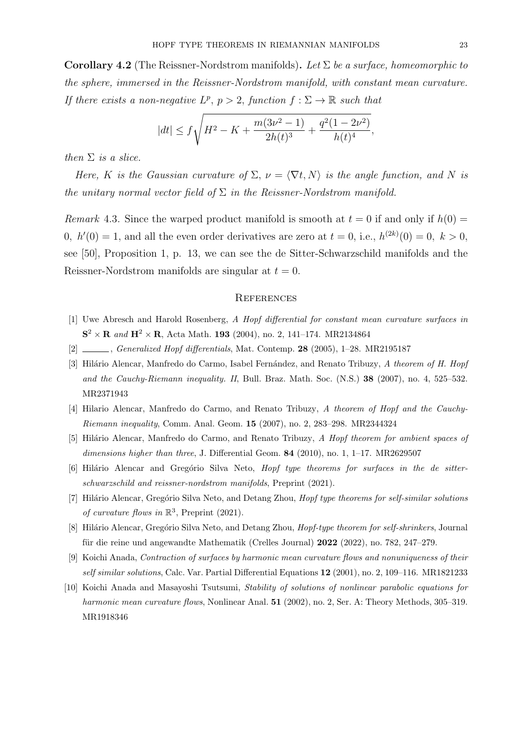**Corollary 4.2** (The Reissner-Nordstrom manifolds)**.** *Let $\Sigma$ be a surface, homeomorphic to the sphere, immersed in the Reissner-Nordstrom manifold, with constant mean curvature. If there exists a non-negative $L^p$, $p > 2$, function $f : \Sigma \to \mathbb{R}$ such that*

$$|dt| \leq f\sqrt{H^2 - K + \frac{m(3\nu^2 - 1)}{2h(t)^3} + \frac{q^2(1 - 2\nu^2)}{h(t)^4}},$$

*then $\Sigma$ is a slice.*

*Here, $K$ is the Gaussian curvature of $\Sigma$, $\nu = \langle \nabla t, N\rangle$ is the angle function, and $N$ is the unitary normal vector field of $\Sigma$ in the Reissner-Nordstrom manifold.*

*Remark* 4.3. Since the warped product manifold is smooth at $t = 0$ if and only if $h(0) = 0$, $h'(0) = 1$, and all the even order derivatives are zero at $t = 0$, i.e., $h^{(2k)}(0) = 0$, $k > 0$, see [50], Proposition 1, p. 13, we can see the de Sitter-Schwarzschild manifolds and the Reissner-Nordstrom manifolds are singular at $t = 0$.

## References

[1] Uwe Abresch and Harold Rosenberg, *A Hopf differential for constant mean curvature surfaces in* $\mathbf{S}^2 \times \mathbf{R}$ *and* $\mathbf{H}^2 \times \mathbf{R}$, Acta Math. **193** (2004), no. 2, 141–174. MR2134864

[2] ______, *Generalized Hopf differentials*, Mat. Contemp. **28** (2005), 1–28. MR2195187

[3] Hilário Alencar, Manfredo do Carmo, Isabel Fernández, and Renato Tribuzy, *A theorem of H. Hopf and the Cauchy-Riemann inequality. II*, Bull. Braz. Math. Soc. (N.S.) **38** (2007), no. 4, 525–532. MR2371943

[4] Hilario Alencar, Manfredo do Carmo, and Renato Tribuzy, *A theorem of Hopf and the Cauchy-Riemann inequality*, Comm. Anal. Geom. **15** (2007), no. 2, 283–298. MR2344324

[5] Hilário Alencar, Manfredo do Carmo, and Renato Tribuzy, *A Hopf theorem for ambient spaces of dimensions higher than three*, J. Differential Geom. **84** (2010), no. 1, 1–17. MR2629507

[6] Hilário Alencar and Gregório Silva Neto, *Hopf type theorems for surfaces in the de sitter-schwarzschild and reissner-nordstrom manifolds*, Preprint (2021).

[7] Hilário Alencar, Gregório Silva Neto, and Detang Zhou, *Hopf type theorems for self-similar solutions of curvature flows in* $\mathbb{R}^3$, Preprint (2021).

[8] Hilário Alencar, Gregório Silva Neto, and Detang Zhou, *Hopf-type theorem for self-shrinkers*, Journal für die reine und angewandte Mathematik (Crelles Journal) **2022** (2022), no. 782, 247–279.

[9] Koichi Anada, *Contraction of surfaces by harmonic mean curvature flows and nonuniqueness of their self similar solutions*, Calc. Var. Partial Differential Equations **12** (2001), no. 2, 109–116. MR1821233

[10] Koichi Anada and Masayoshi Tsutsumi, *Stability of solutions of nonlinear parabolic equations for harmonic mean curvature flows*, Nonlinear Anal. **51** (2002), no. 2, Ser. A: Theory Methods, 305–319. MR1918346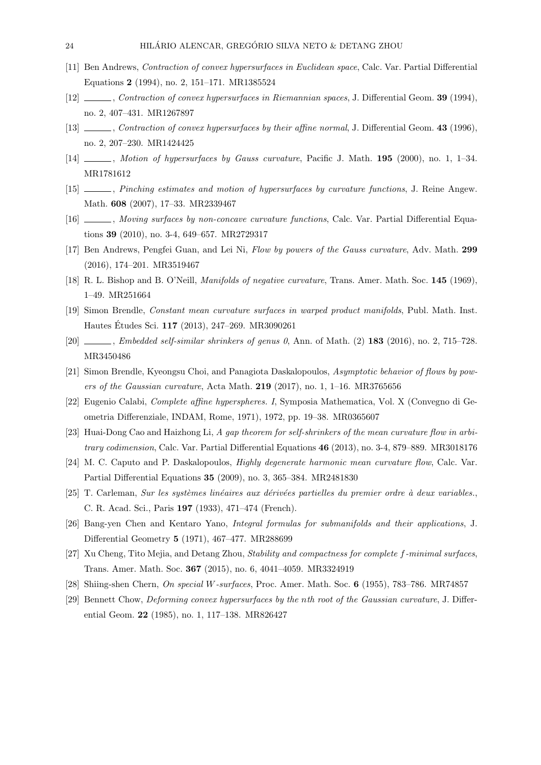[11] Ben Andrews, *Contraction of convex hypersurfaces in Euclidean space*, Calc. Var. Partial Differential Equations **2** (1994), no. 2, 151–171. MR1385524

[12] ______, *Contraction of convex hypersurfaces in Riemannian spaces*, J. Differential Geom. **39** (1994), no. 2, 407–431. MR1267897

[13] ______, *Contraction of convex hypersurfaces by their affine normal*, J. Differential Geom. **43** (1996), no. 2, 207–230. MR1424425

[14] ______, *Motion of hypersurfaces by Gauss curvature*, Pacific J. Math. **195** (2000), no. 1, 1–34. MR1781612

[15] ______, *Pinching estimates and motion of hypersurfaces by curvature functions*, J. Reine Angew. Math. **608** (2007), 17–33. MR2339467

[16] ______, *Moving surfaces by non-concave curvature functions*, Calc. Var. Partial Differential Equations **39** (2010), no. 3-4, 649–657. MR2729317

[17] Ben Andrews, Pengfei Guan, and Lei Ni, *Flow by powers of the Gauss curvature*, Adv. Math. **299** (2016), 174–201. MR3519467

[18] R. L. Bishop and B. O'Neill, *Manifolds of negative curvature*, Trans. Amer. Math. Soc. **145** (1969), 1–49. MR251664

[19] Simon Brendle, *Constant mean curvature surfaces in warped product manifolds*, Publ. Math. Inst. Hautes Études Sci. **117** (2013), 247–269. MR3090261

[20] ______, *Embedded self-similar shrinkers of genus 0*, Ann. of Math. (2) **183** (2016), no. 2, 715–728. MR3450486

[21] Simon Brendle, Kyeongsu Choi, and Panagiota Daskalopoulos, *Asymptotic behavior of flows by powers of the Gaussian curvature*, Acta Math. **219** (2017), no. 1, 1–16. MR3765656

[22] Eugenio Calabi, *Complete affine hyperspheres. I*, Symposia Mathematica, Vol. X (Convegno di Geometria Differenziale, INDAM, Rome, 1971), 1972, pp. 19–38. MR0365607

[23] Huai-Dong Cao and Haizhong Li, *A gap theorem for self-shrinkers of the mean curvature flow in arbitrary codimension*, Calc. Var. Partial Differential Equations **46** (2013), no. 3-4, 879–889. MR3018176

[24] M. C. Caputo and P. Daskalopoulos, *Highly degenerate harmonic mean curvature flow*, Calc. Var. Partial Differential Equations **35** (2009), no. 3, 365–384. MR2481830

[25] T. Carleman, *Sur les systèmes linéaires aux dérivées partielles du premier ordre à deux variables.*, C. R. Acad. Sci., Paris **197** (1933), 471–474 (French).

[26] Bang-yen Chen and Kentaro Yano, *Integral formulas for submanifolds and their applications*, J. Differential Geometry **5** (1971), 467–477. MR288699

[27] Xu Cheng, Tito Mejia, and Detang Zhou, *Stability and compactness for complete $f$-minimal surfaces*, Trans. Amer. Math. Soc. **367** (2015), no. 6, 4041–4059. MR3324919

[28] Shiing-shen Chern, *On special $W$-surfaces*, Proc. Amer. Math. Soc. **6** (1955), 783–786. MR74857

[29] Bennett Chow, *Deforming convex hypersurfaces by the $n$th root of the Gaussian curvature*, J. Differential Geom. **22** (1985), no. 1, 117–138. MR826427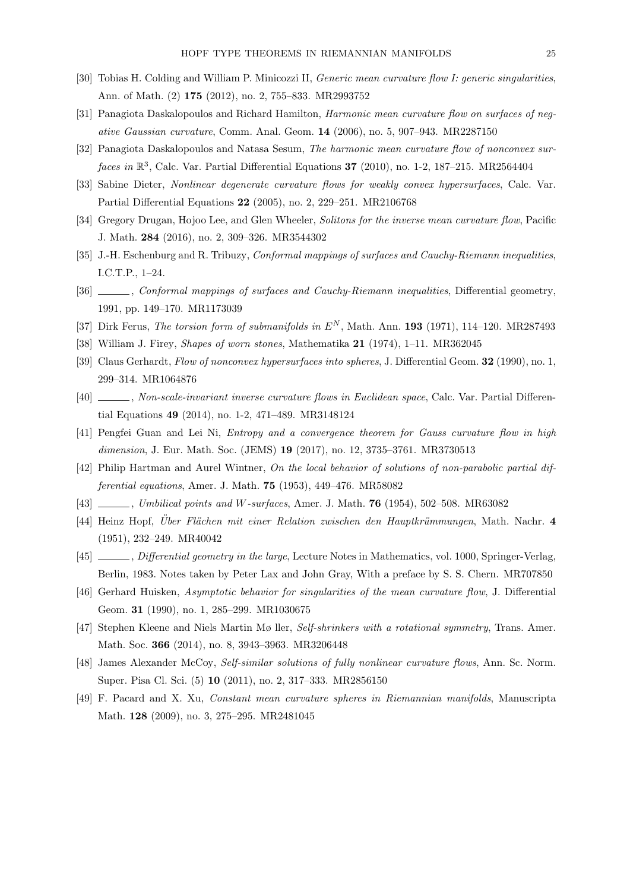[30] Tobias H. Colding and William P. Minicozzi II, *Generic mean curvature flow I: generic singularities*, Ann. of Math. (2) **175** (2012), no. 2, 755–833. MR2993752

[31] Panagiota Daskalopoulos and Richard Hamilton, *Harmonic mean curvature flow on surfaces of negative Gaussian curvature*, Comm. Anal. Geom. **14** (2006), no. 5, 907–943. MR2287150

[32] Panagiota Daskalopoulos and Natasa Sesum, *The harmonic mean curvature flow of nonconvex surfaces in* $\mathbb{R}^3$, Calc. Var. Partial Differential Equations **37** (2010), no. 1-2, 187–215. MR2564404

[33] Sabine Dieter, *Nonlinear degenerate curvature flows for weakly convex hypersurfaces*, Calc. Var. Partial Differential Equations **22** (2005), no. 2, 229–251. MR2106768

[34] Gregory Drugan, Hojoo Lee, and Glen Wheeler, *Solitons for the inverse mean curvature flow*, Pacific J. Math. **284** (2016), no. 2, 309–326. MR3544302

[35] J.-H. Eschenburg and R. Tribuzy, *Conformal mappings of surfaces and Cauchy-Riemann inequalities*, I.C.T.P., 1–24.

[36] ______, *Conformal mappings of surfaces and Cauchy-Riemann inequalities*, Differential geometry, 1991, pp. 149–170. MR1173039

[37] Dirk Ferus, *The torsion form of submanifolds in* $E^N$, Math. Ann. **193** (1971), 114–120. MR287493

[38] William J. Firey, *Shapes of worn stones*, Mathematika **21** (1974), 1–11. MR362045

[39] Claus Gerhardt, *Flow of nonconvex hypersurfaces into spheres*, J. Differential Geom. **32** (1990), no. 1, 299–314. MR1064876

[40] ______, *Non-scale-invariant inverse curvature flows in Euclidean space*, Calc. Var. Partial Differential Equations **49** (2014), no. 1-2, 471–489. MR3148124

[41] Pengfei Guan and Lei Ni, *Entropy and a convergence theorem for Gauss curvature flow in high dimension*, J. Eur. Math. Soc. (JEMS) **19** (2017), no. 12, 3735–3761. MR3730513

[42] Philip Hartman and Aurel Wintner, *On the local behavior of solutions of non-parabolic partial differential equations*, Amer. J. Math. **75** (1953), 449–476. MR58082

[43] ______, *Umbilical points and W-surfaces*, Amer. J. Math. **76** (1954), 502–508. MR63082

[44] Heinz Hopf, *Über Flächen mit einer Relation zwischen den Hauptkrümmungen*, Math. Nachr. **4** (1951), 232–249. MR40042

[45] ______, *Differential geometry in the large*, Lecture Notes in Mathematics, vol. 1000, Springer-Verlag, Berlin, 1983. Notes taken by Peter Lax and John Gray, With a preface by S. S. Chern. MR707850

[46] Gerhard Huisken, *Asymptotic behavior for singularities of the mean curvature flow*, J. Differential Geom. **31** (1990), no. 1, 285–299. MR1030675

[47] Stephen Kleene and Niels Martin Mø ller, *Self-shrinkers with a rotational symmetry*, Trans. Amer. Math. Soc. **366** (2014), no. 8, 3943–3963. MR3206448

[48] James Alexander McCoy, *Self-similar solutions of fully nonlinear curvature flows*, Ann. Sc. Norm. Super. Pisa Cl. Sci. (5) **10** (2011), no. 2, 317–333. MR2856150

[49] F. Pacard and X. Xu, *Constant mean curvature spheres in Riemannian manifolds*, Manuscripta Math. **128** (2009), no. 3, 275–295. MR2481045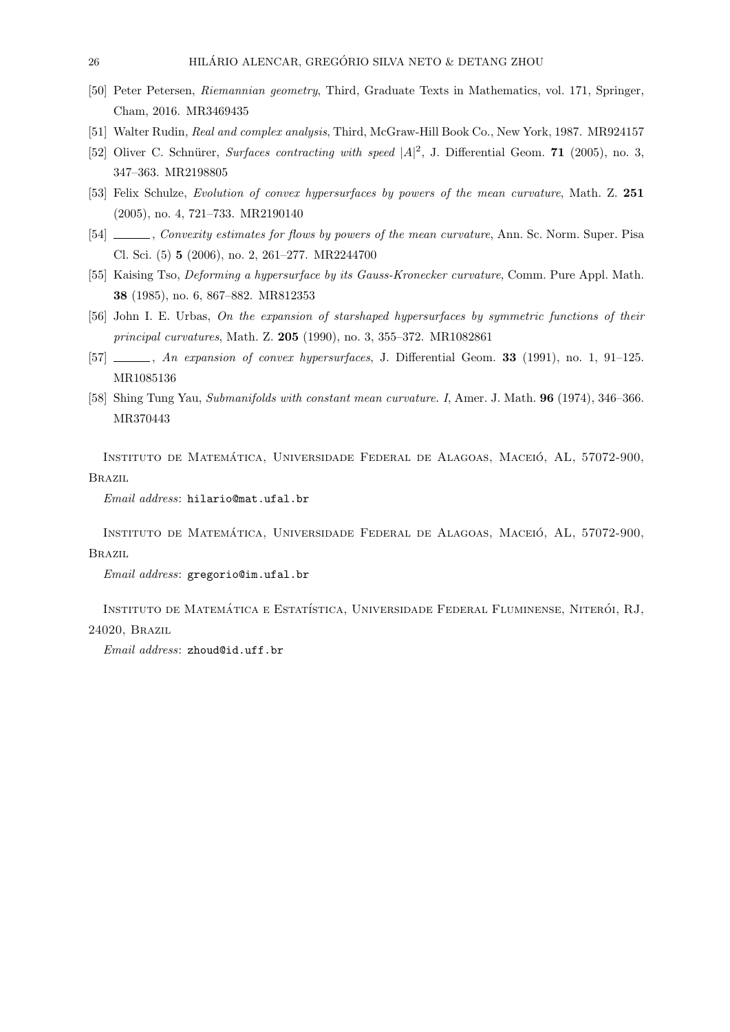[50] Peter Petersen, *Riemannian geometry*, Third, Graduate Texts in Mathematics, vol. 171, Springer, Cham, 2016. MR3469435

[51] Walter Rudin, *Real and complex analysis*, Third, McGraw-Hill Book Co., New York, 1987. MR924157

[52] Oliver C. Schnürer, *Surfaces contracting with speed* $|A|^2$, J. Differential Geom. **71** (2005), no. 3, 347–363. MR2198805

[53] Felix Schulze, *Evolution of convex hypersurfaces by powers of the mean curvature*, Math. Z. **251** (2005), no. 4, 721–733. MR2190140

[54] ______, *Convexity estimates for flows by powers of the mean curvature*, Ann. Sc. Norm. Super. Pisa Cl. Sci. (5) **5** (2006), no. 2, 261–277. MR2244700

[55] Kaising Tso, *Deforming a hypersurface by its Gauss-Kronecker curvature*, Comm. Pure Appl. Math. **38** (1985), no. 6, 867–882. MR812353

[56] John I. E. Urbas, *On the expansion of starshaped hypersurfaces by symmetric functions of their principal curvatures*, Math. Z. **205** (1990), no. 3, 355–372. MR1082861

[57] ______, *An expansion of convex hypersurfaces*, J. Differential Geom. **33** (1991), no. 1, 91–125. MR1085136

[58] Shing Tung Yau, *Submanifolds with constant mean curvature. I*, Amer. J. Math. **96** (1974), 346–366. MR370443

Instituto de Matemática, Universidade Federal de Alagoas, Maceió, AL, 57072-900, Brazil

*Email address*: hilario@mat.ufal.br

Instituto de Matemática, Universidade Federal de Alagoas, Maceió, AL, 57072-900, Brazil

*Email address*: gregorio@im.ufal.br

Instituto de Matemática e Estatística, Universidade Federal Fluminense, Niterói, RJ, 24020, Brazil

*Email address*: zhoud@id.uff.br